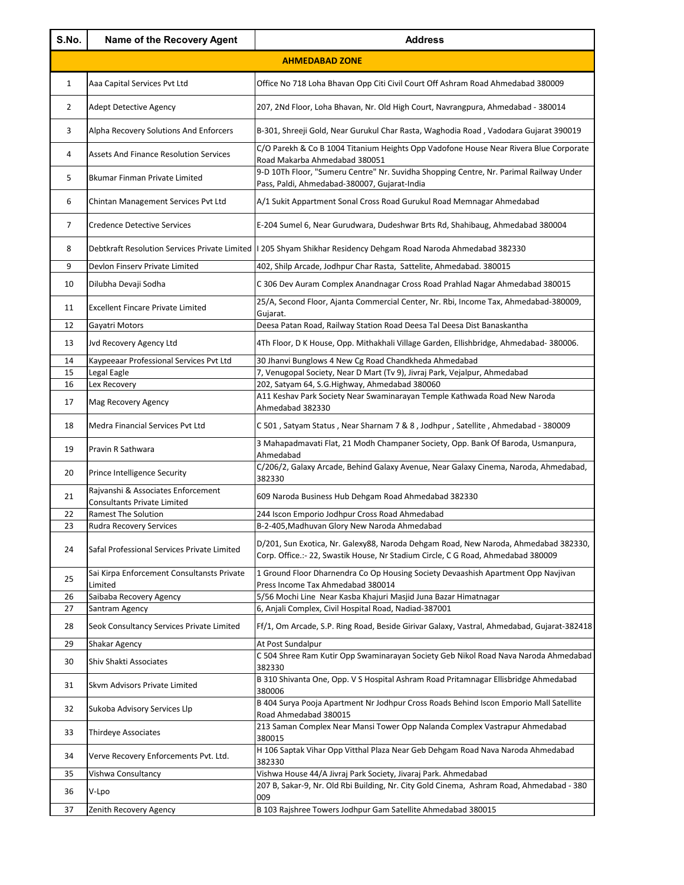| S.No. | Name of the Recovery Agent | Address |
|---|---|---|
| **AHMEDABAD ZONE** | | |
| 1 | Aaa Capital Services Pvt Ltd | Office No 718 Loha Bhavan Opp Citi Civil Court Off Ashram Road Ahmedabad 380009 |
| 2 | Adept Detective Agency | 207, 2Nd Floor, Loha Bhavan, Nr. Old High Court, Navrangpura, Ahmedabad - 380014 |
| 3 | Alpha Recovery Solutions And Enforcers | B-301, Shreeji Gold, Near Gurukul Char Rasta, Waghodia Road , Vadodara Gujarat 390019 |
| 4 | Assets And Finance Resolution Services | C/O Parekh & Co B 1004 Titanium Heights Opp Vadofone House Near Rivera Blue Corporate Road Makarba Ahmedabad 380051 |
| 5 | Bkumar Finman Private Limited | 9-D 10Th Floor, "Sumeru Centre" Nr. Suvidha Shopping Centre, Nr. Parimal Railway Under Pass, Paldi, Ahmedabad-380007, Gujarat-India |
| 6 | Chintan Management Services Pvt Ltd | A/1 Sukit Appartment Sonal Cross Road Gurukul Road Memnagar Ahmedabad |
| 7 | Credence Detective Services | E-204 Sumel 6, Near Gurudwara, Dudeshwar Brts Rd, Shahibaug, Ahmedabad 380004 |
| 8 | Debtkraft Resolution Services Private Limited | I 205 Shyam Shikhar Residency Dehgam Road Naroda Ahmedabad 382330 |
| 9 | Devlon Finserv Private Limited | 402, Shilp Arcade, Jodhpur Char Rasta, Sattelite, Ahmedabad. 380015 |
| 10 | Dilubha Devaji Sodha | C 306 Dev Auram Complex Anandnagar Cross Road Prahlad Nagar Ahmedabad 380015 |
| 11 | Excellent Fincare Private Limited | 25/A, Second Floor, Ajanta Commercial Center, Nr. Rbi, Income Tax, Ahmedabad-380009, Gujarat. |
| 12 | Gayatri Motors | Deesa Patan Road, Railway Station Road Deesa Tal Deesa Dist Banaskantha |
| 13 | Jvd Recovery Agency Ltd | 4Th Floor, D K House, Opp. Mithakhali Village Garden, Ellishbridge, Ahmedabad- 380006. |
| 14 | Kaypeeaar Professional Services Pvt Ltd | 30 Jhanvi Bunglows 4 New Cg Road Chandkheda Ahmedabad |
| 15 | Legal Eagle | 7, Venugopal Society, Near D Mart (Tv 9), Jivraj Park, Vejalpur, Ahmedabad |
| 16 | Lex Recovery | 202, Satyam 64, S.G.Highway, Ahmedabad 380060 |
| 17 | Mag Recovery Agency | A11 Keshav Park Society Near Swaminarayan Temple Kathwada Road New Naroda Ahmedabad 382330 |
| 18 | Medra Financial Services Pvt Ltd | C 501 , Satyam Status , Near Sharnam 7 & 8 , Jodhpur , Satellite , Ahmedabad - 380009 |
| 19 | Pravin R Sathwara | 3 Mahapadmavati Flat, 21 Modh Champaner Society, Opp. Bank Of Baroda, Usmanpura, Ahmedabad |
| 20 | Prince Intelligence Security | C/206/2, Galaxy Arcade, Behind Galaxy Avenue, Near Galaxy Cinema, Naroda, Ahmedabad, 382330 |
| 21 | Rajvanshi & Associates Enforcement Consultants Private Limited | 609 Naroda Business Hub Dehgam Road Ahmedabad 382330 |
| 22 | Ramest The Solution | 244 Iscon Emporio Jodhpur Cross Road Ahmedabad |
| 23 | Rudra Recovery Services | B-2-405,Madhuvan Glory New Naroda Ahmedabad |
| 24 | Safal Professional Services Private Limited | D/201, Sun Exotica, Nr. Galexy88, Naroda Dehgam Road, New Naroda, Ahmedabad 382330, Corp. Office.:- 22, Swastik House, Nr Stadium Circle, C G Road, Ahmedabad 380009 |
| 25 | Sai Kirpa Enforcement Consultansts Private Limited | 1 Ground Floor Dharnendra Co Op Housing Society Devaashish Apartment Opp Navjivan Press Income Tax Ahmedabad 380014 |
| 26 | Saibaba Recovery Agency | 5/56 Mochi Line Near Kasba Khajuri Masjid Juna Bazar Himatnagar |
| 27 | Santram Agency | 6, Anjali Complex, Civil Hospital Road, Nadiad-387001 |
| 28 | Seok Consultancy Services Private Limited | Ff/1, Om Arcade, S.P. Ring Road, Beside Girivar Galaxy, Vastral, Ahmedabad, Gujarat-382418 |
| 29 | Shakar Agency | At Post Sundalpur |
| 30 | Shiv Shakti Associates | C 504 Shree Ram Kutir Opp Swaminarayan Society Geb Nikol Road Nava Naroda Ahmedabad 382330 |
| 31 | Skvm Advisors Private Limited | B 310 Shivanta One, Opp. V S Hospital Ashram Road Pritamnagar Ellisbridge Ahmedabad 380006 |
| 32 | Sukoba Advisory Services Llp | B 404 Surya Pooja Apartment Nr Jodhpur Cross Roads Behind Iscon Emporio Mall Satellite Road Ahmedabad 380015 |
| 33 | Thirdeye Associates | 213 Saman Complex Near Mansi Tower Opp Nalanda Complex Vastrapur Ahmedabad 380015 |
| 34 | Verve Recovery Enforcements Pvt. Ltd. | H 106 Saptak Vihar Opp Vitthal Plaza Near Geb Dehgam Road Nava Naroda Ahmedabad 382330 |
| 35 | Vishwa Consultancy | Vishwa House 44/A Jivraj Park Society, Jivaraj Park. Ahmedabad |
| 36 | V-Lpo | 207 B, Sakar-9, Nr. Old Rbi Building, Nr. City Gold Cinema, Ashram Road, Ahmedabad - 380 009 |
| 37 | Zenith Recovery Agency | B 103 Rajshree Towers Jodhpur Gam Satellite Ahmedabad 380015 |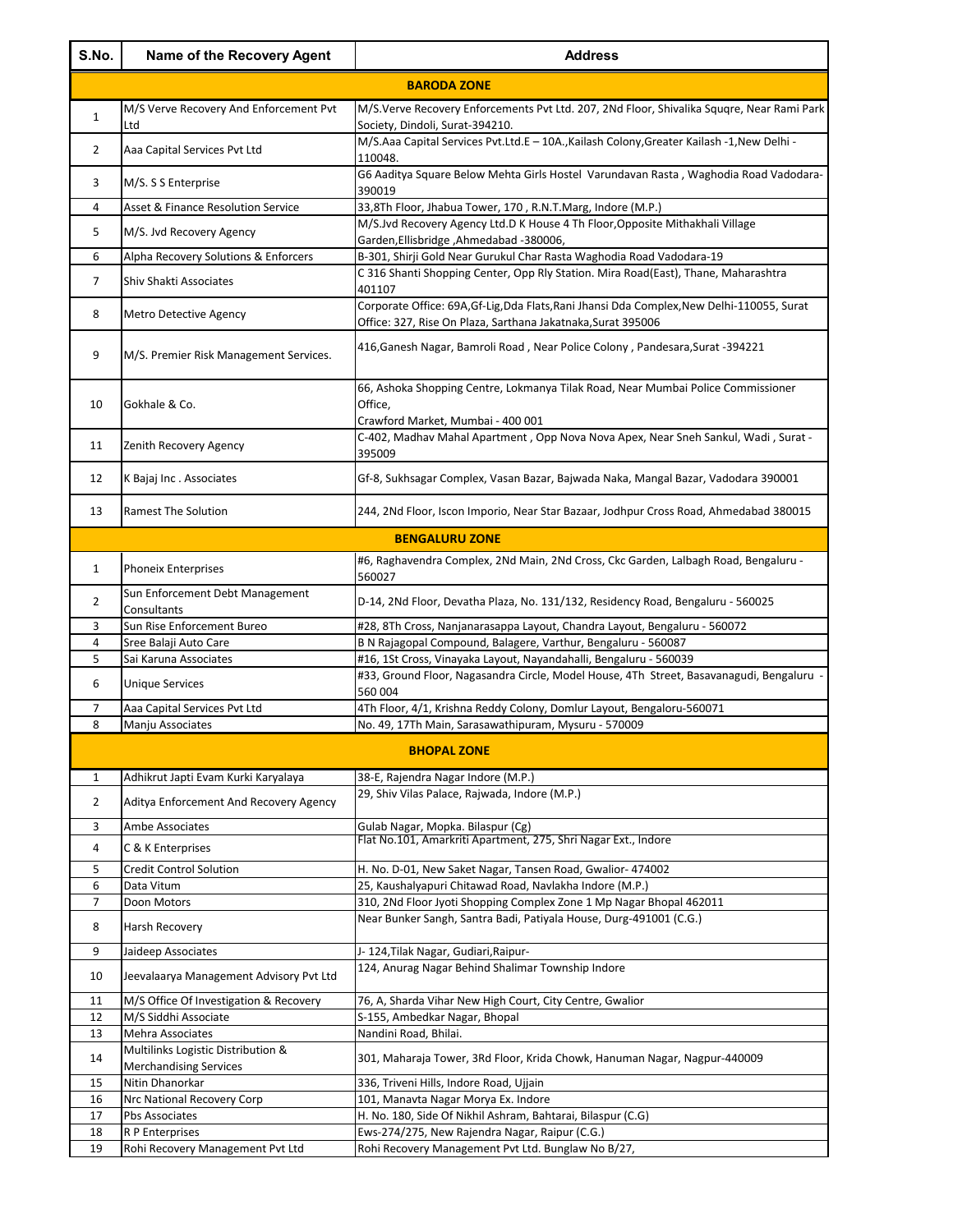| S.No. | Name of the Recovery Agent | Address |
|---|---|---|
| **BARODA ZONE** | | |
| 1 | M/S Verve Recovery And Enforcement Pvt Ltd | M/S.Verve Recovery Enforcements Pvt Ltd. 207, 2Nd Floor, Shivalika Suqre, Near Rami Park Society, Dindoli, Surat-394210. |
| 2 | Aaa Capital Services Pvt Ltd | M/S.Aaa Capital Services Pvt.Ltd.E – 10A.,Kailash Colony,Greater Kailash -1,New Delhi - 110048. |
| 3 | M/S. S S Enterprise | G6 Aaditya Square Below Mehta Girls Hostel Varundavan Rasta , Waghodia Road Vadodara-390019 |
| 4 | Asset & Finance Resolution Service | 33,8Th Floor, Jhabua Tower, 170 , R.N.T.Marg, Indore (M.P.) |
| 5 | M/S. Jvd Recovery Agency | M/S.Jvd Recovery Agency Ltd.D K House 4 Th Floor,Opposite Mithakhali Village Garden,Ellisbridge ,Ahmedabad -380006, |
| 6 | Alpha Recovery Solutions & Enforcers | B-301, Shirji Gold Near Gurukul Char Rasta Waghodia Road Vadodara-19 |
| 7 | Shiv Shakti Associates | C 316 Shanti Shopping Center, Opp Rly Station. Mira Road(East), Thane, Maharashtra 401107 |
| 8 | Metro Detective Agency | Corporate Office: 69A,Gf-Lig,Dda Flats,Rani Jhansi Dda Complex,New Delhi-110055, Surat Office: 327, Rise On Plaza, Sarthana Jakatnaka,Surat 395006 |
| 9 | M/S. Premier Risk Management Services. | 416,Ganesh Nagar, Bamroli Road , Near Police Colony , Pandesara,Surat -394221 |
| 10 | Gokhale & Co. | 66, Ashoka Shopping Centre, Lokmanya Tilak Road, Near Mumbai Police Commissioner Office, Crawford Market, Mumbai - 400 001 |
| 11 | Zenith Recovery Agency | C-402, Madhav Mahal Apartment , Opp Nova Nova Apex, Near Sneh Sankul, Wadi , Surat - 395009 |
| 12 | K Bajaj Inc . Associates | Gf-8, Sukhsagar Complex, Vasan Bazar, Bajwada Naka, Mangal Bazar, Vadodara 390001 |
| 13 | Ramest The Solution | 244, 2Nd Floor, Iscon Imporio, Near Star Bazaar, Jodhpur Cross Road, Ahmedabad 380015 |
| **BENGALURU ZONE** | | |
| 1 | Phoneix Enterprises | #6, Raghavendra Complex, 2Nd Main, 2Nd Cross, Ckc Garden, Lalbagh Road, Bengaluru - 560027 |
| 2 | Sun Enforcement Debt Management Consultants | D-14, 2Nd Floor, Devatha Plaza, No. 131/132, Residency Road, Bengaluru - 560025 |
| 3 | Sun Rise Enforcement Bureo | #28, 8Th Cross, Nanjanarasappa Layout, Chandra Layout, Bengaluru - 560072 |
| 4 | Sree Balaji Auto Care | B N Rajagopal Compound, Balagere, Varthur, Bengaluru - 560087 |
| 5 | Sai Karuna Associates | #16, 1St Cross, Vinayaka Layout, Nayandahalli, Bengaluru - 560039 |
| 6 | Unique Services | #33, Ground Floor, Nagasandra Circle, Model House, 4Th Street, Basavanagudi, Bengaluru - 560 004 |
| 7 | Aaa Capital Services Pvt Ltd | 4Th Floor, 4/1, Krishna Reddy Colony, Domlur Layout, Bengaloru-560071 |
| 8 | Manju Associates | No. 49, 17Th Main, Sarasawathipuram, Mysuru - 570009 |
| **BHOPAL ZONE** | | |
| 1 | Adhikrut Japti Evam Kurki Karyalaya | 38-E, Rajendra Nagar Indore (M.P.) |
| 2 | Aditya Enforcement And Recovery Agency | 29, Shiv Vilas Palace, Rajwada, Indore (M.P.) |
| 3 | Ambe Associates | Gulab Nagar, Mopka. Bilaspur (Cg) |
| 4 | C & K Enterprises | Flat No.101, Amarkriti Apartment, 275, Shri Nagar Ext., Indore |
| 5 | Credit Control Solution | H. No. D-01, New Saket Nagar, Tansen Road, Gwalior- 474002 |
| 6 | Data Vitum | 25, Kaushalyapuri Chitawad Road, Navlakha Indore (M.P.) |
| 7 | Doon Motors | 310, 2Nd Floor Jyoti Shopping Complex Zone 1 Mp Nagar Bhopal 462011 |
| 8 | Harsh Recovery | Near Bunker Sangh, Santra Badi, Patiyala House, Durg-491001 (C.G.) |
| 9 | Jaideep Associates | J- 124,Tilak Nagar, Gudiari,Raipur- |
| 10 | Jeevalaarya Management Advisory Pvt Ltd | 124, Anurag Nagar Behind Shalimar Township Indore |
| 11 | M/S Office Of Investigation & Recovery | 76, A, Sharda Vihar New High Court, City Centre, Gwalior |
| 12 | M/S Siddhi Associate | S-155, Ambedkar Nagar, Bhopal |
| 13 | Mehra Associates | Nandini Road, Bhilai. |
| 14 | Multilinks Logistic Distribution & Merchandising Services | 301, Maharaja Tower, 3Rd Floor, Krida Chowk, Hanuman Nagar, Nagpur-440009 |
| 15 | Nitin Dhanorkar | 336, Triveni Hills, Indore Road, Ujjain |
| 16 | Nrc National Recovery Corp | 101, Manavta Nagar Morya Ex. Indore |
| 17 | Pbs Associates | H. No. 180, Side Of Nikhil Ashram, Bahtarai, Bilaspur (C.G) |
| 18 | R P Enterprises | Ews-274/275, New Rajendra Nagar, Raipur (C.G.) |
| 19 | Rohi Recovery Management Pvt Ltd | Rohi Recovery Management Pvt Ltd. Bunglaw No B/27, |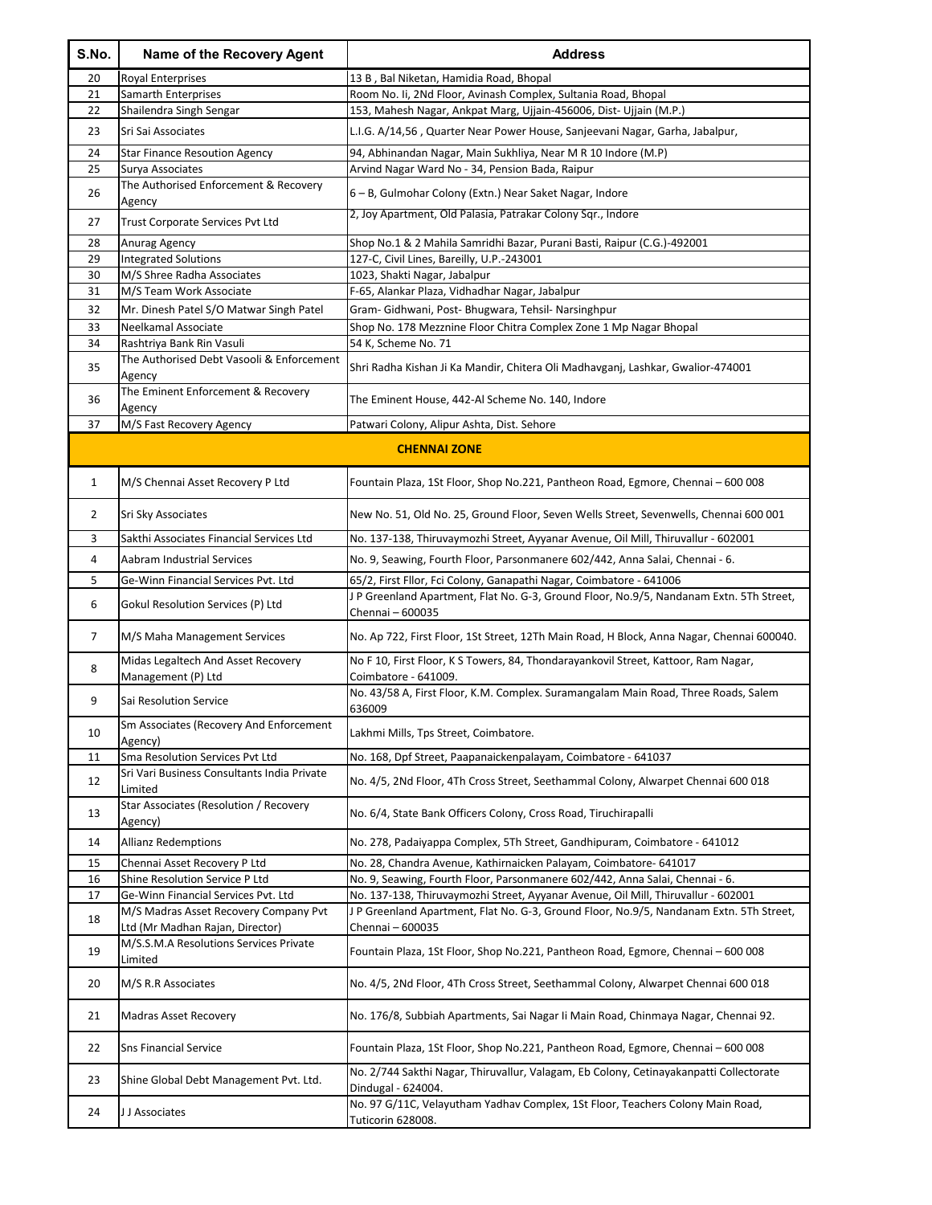| S.No. | Name of the Recovery Agent | Address |
|---|---|---|
| 20 | Royal Enterprises | 13 B , Bal Niketan, Hamidia Road, Bhopal |
| 21 | Samarth Enterprises | Room No. Ii, 2Nd Floor, Avinash Complex, Sultania Road, Bhopal |
| 22 | Shailendra Singh Sengar | 153, Mahesh Nagar, Ankpat Marg, Ujjain-456006, Dist- Ujjain (M.P.) |
| 23 | Sri Sai Associates | L.I.G. A/14,56 , Quarter Near Power House, Sanjeevani Nagar, Garha, Jabalpur, |
| 24 | Star Finance Resoution Agency | 94, Abhinandan Nagar, Main Sukhliya, Near M R 10 Indore (M.P) |
| 25 | Surya Associates | Arvind Nagar Ward No - 34, Pension Bada, Raipur |
| 26 | The Authorised Enforcement & Recovery Agency | 6 – B, Gulmohar Colony (Extn.) Near Saket Nagar, Indore |
| 27 | Trust Corporate Services Pvt Ltd | 2, Joy Apartment, Old Palasia, Patrakar Colony Sqr., Indore |
| 28 | Anurag Agency | Shop No.1 & 2 Mahila Samridhi Bazar, Purani Basti, Raipur (C.G.)-492001 |
| 29 | Integrated Solutions | 127-C, Civil Lines, Bareilly, U.P.-243001 |
| 30 | M/S Shree Radha Associates | 1023, Shakti Nagar, Jabalpur |
| 31 | M/S Team Work Associate | F-65, Alankar Plaza, Vidhadhar Nagar, Jabalpur |
| 32 | Mr. Dinesh Patel S/O Matwar Singh Patel | Gram- Gidhwani, Post- Bhugwara, Tehsil- Narsinghpur |
| 33 | Neelkamal Associate | Shop No. 178 Mezznine Floor Chitra Complex Zone 1 Mp Nagar Bhopal |
| 34 | Rashtriya Bank Rin Vasuli | 54 K, Scheme No. 71 |
| 35 | The Authorised Debt Vasooli & Enforcement Agency | Shri Radha Kishan Ji Ka Mandir, Chitera Oli Madhavganj, Lashkar, Gwalior-474001 |
| 36 | The Eminent Enforcement & Recovery Agency | The Eminent House, 442-Al Scheme No. 140, Indore |
| 37 | M/S Fast Recovery Agency | Patwari Colony, Alipur Ashta, Dist. Sehore |
| | **CHENNAI ZONE** | |
| 1 | M/S Chennai Asset Recovery P Ltd | Fountain Plaza, 1St Floor, Shop No.221, Pantheon Road, Egmore, Chennai – 600 008 |
| 2 | Sri Sky Associates | New No. 51, Old No. 25, Ground Floor, Seven Wells Street, Sevenwells, Chennai 600 001 |
| 3 | Sakthi Associates Financial Services Ltd | No. 137-138, Thiruvaymozhi Street, Ayyanar Avenue, Oil Mill, Thiruvallur - 602001 |
| 4 | Aabram Industrial Services | No. 9, Seawing, Fourth Floor, Parsonmanere 602/442, Anna Salai, Chennai - 6. |
| 5 | Ge-Winn Financial Services Pvt. Ltd | 65/2, First Fllor, Fci Colony, Ganapathi Nagar, Coimbatore - 641006 |
| 6 | Gokul Resolution Services (P) Ltd | J P Greenland Apartment, Flat No. G-3, Ground Floor, No.9/5, Nandanam Extn. 5Th Street, Chennai – 600035 |
| 7 | M/S Maha Management Services | No. Ap 722, First Floor, 1St Street, 12Th Main Road, H Block, Anna Nagar, Chennai 600040. |
| 8 | Midas Legaltech And Asset Recovery Management (P) Ltd | No F 10, First Floor, K S Towers, 84, Thondarayankovil Street, Kattoor, Ram Nagar, Coimbatore - 641009. |
| 9 | Sai Resolution Service | No. 43/58 A, First Floor, K.M. Complex. Suramangalam Main Road, Three Roads, Salem 636009 |
| 10 | Sm Associates (Recovery And Enforcement Agency) | Lakhmi Mills, Tps Street, Coimbatore. |
| 11 | Sma Resolution Services Pvt Ltd | No. 168, Dpf Street, Paapanaickenpalayam, Coimbatore - 641037 |
| 12 | Sri Vari Business Consultants India Private Limited | No. 4/5, 2Nd Floor, 4Th Cross Street, Seethammal Colony, Alwarpet Chennai 600 018 |
| 13 | Star Associates (Resolution / Recovery Agency) | No. 6/4, State Bank Officers Colony, Cross Road, Tiruchirapalli |
| 14 | Allianz Redemptions | No. 278, Padaiyappa Complex, 5Th Street, Gandhipuram, Coimbatore - 641012 |
| 15 | Chennai Asset Recovery P Ltd | No. 28, Chandra Avenue, Kathirnaicken Palayam, Coimbatore- 641017 |
| 16 | Shine Resolution Service P Ltd | No. 9, Seawing, Fourth Floor, Parsonmanere 602/442, Anna Salai, Chennai - 6. |
| 17 | Ge-Winn Financial Services Pvt. Ltd | No. 137-138, Thiruvaymozhi Street, Ayyanar Avenue, Oil Mill, Thiruvallur - 602001 |
| 18 | M/S Madras Asset Recovery Company Pvt Ltd (Mr Madhan Rajan, Director) | J P Greenland Apartment, Flat No. G-3, Ground Floor, No.9/5, Nandanam Extn. 5Th Street, Chennai – 600035 |
| 19 | M/S.S.M.A Resolutions Services Private Limited | Fountain Plaza, 1St Floor, Shop No.221, Pantheon Road, Egmore, Chennai – 600 008 |
| 20 | M/S R.R Associates | No. 4/5, 2Nd Floor, 4Th Cross Street, Seethammal Colony, Alwarpet Chennai 600 018 |
| 21 | Madras Asset Recovery | No. 176/8, Subbiah Apartments, Sai Nagar Ii Main Road, Chinmaya Nagar, Chennai 92. |
| 22 | Sns Financial Service | Fountain Plaza, 1St Floor, Shop No.221, Pantheon Road, Egmore, Chennai – 600 008 |
| 23 | Shine Global Debt Management Pvt. Ltd. | No. 2/744 Sakthi Nagar, Thiruvallur, Valagam, Eb Colony, Cetinayakanpatti Collectorate Dindugal - 624004. |
| 24 | J J Associates | No. 97 G/11C, Velayutham Yadhav Complex, 1St Floor, Teachers Colony Main Road, Tuticorin 628008. |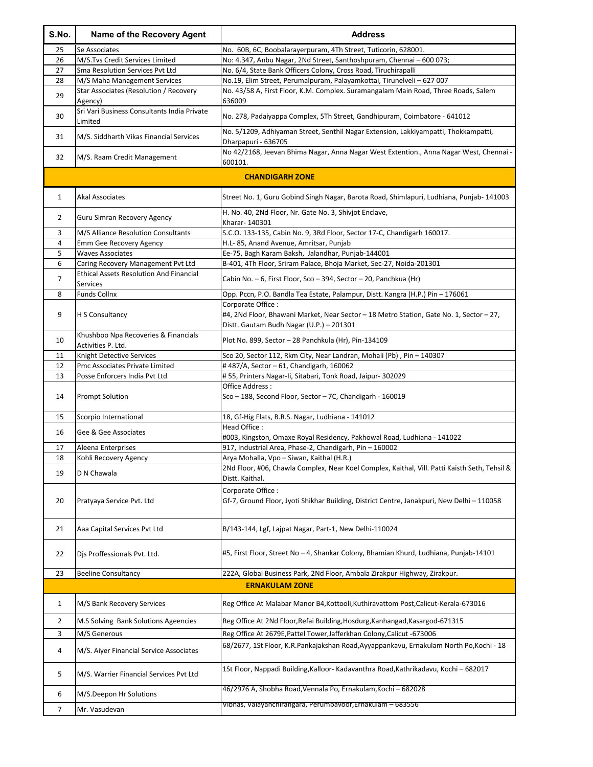| S.No. | Name of the Recovery Agent | Address |
|---|---|---|
| 25 | Se Associates | No. 60B, 6C, Boobalarayerpuram, 4Th Street, Tuticorin, 628001. |
| 26 | M/S.Tvs Credit Services Limited | No: 4.347, Anbu Nagar, 2Nd Street, Santhoshpuram, Chennai – 600 073; |
| 27 | Sma Resolution Services Pvt Ltd | No. 6/4, State Bank Officers Colony, Cross Road, Tiruchirapalli |
| 28 | M/S Maha Management Services | No.19, Elim Street, Perumalpuram, Palayamkottai, Tirunelveli – 627 007 |
| 29 | Star Associates (Resolution / Recovery Agency) | No. 43/58 A, First Floor, K.M. Complex. Suramangalam Main Road, Three Roads, Salem 636009 |
| 30 | Sri Vari Business Consultants India Private Limited | No. 278, Padaiyappa Complex, 5Th Street, Gandhipuram, Coimbatore - 641012 |
| 31 | M/S. Siddharth Vikas Financial Services | No. 5/1209, Adhiyaman Street, Senthil Nagar Extension, Lakkiyampatti, Thokkampatti, Dharpapuri - 636705 |
| 32 | M/S. Raam Credit Management | No 42/2168, Jeevan Bhima Nagar, Anna Nagar West Extention., Anna Nagar West, Chennai - 600101. |
| | **CHANDIGARH ZONE** | |
| 1 | Akal Associates | Street No. 1, Guru Gobind Singh Nagar, Barota Road, Shimlapuri, Ludhiana, Punjab- 141003 |
| 2 | Guru Simran Recovery Agency | H. No. 40, 2Nd Floor, Nr. Gate No. 3, Shivjot Enclave, Kharar- 140301 |
| 3 | M/S Alliance Resolution Consultants | S.C.O. 133-135, Cabin No. 9, 3Rd Floor, Sector 17-C, Chandigarh 160017. |
| 4 | Emm Gee Recovery Agency | H.L- 85, Anand Avenue, Amritsar, Punjab |
| 5 | Waves Associates | Ee-75, Bagh Karam Baksh, Jalandhar, Punjab-144001 |
| 6 | Caring Recovery Management Pvt Ltd | B-401, 4Th Floor, Sriram Palace, Bhoja Market, Sec-27, Noida-201301 |
| 7 | Ethical Assets Resolution And Financial Services | Cabin No. – 6, First Floor, Sco – 394, Sector – 20, Panchkua (Hr) |
| 8 | Funds Collnx | Opp. Pccn, P.O. Bandla Tea Estate, Palampur, Distt. Kangra (H.P.) Pin – 176061 |
| 9 | H S Consultancy | Corporate Office : #4, 2Nd Floor, Bhawani Market, Near Sector – 18 Metro Station, Gate No. 1, Sector – 27, Distt. Gautam Budh Nagar (U.P.) – 201301 |
| 10 | Khushboo Npa Recoveries & Financials Activities P. Ltd. | Plot No. 899, Sector – 28 Panchkula (Hr), Pin-134109 |
| 11 | Knight Detective Services | Sco 20, Sector 112, Rkm City, Near Landran, Mohali (Pb) , Pin – 140307 |
| 12 | Pmc Associates Private Limited | # 487/A, Sector – 61, Chandigarh, 160062 |
| 13 | Posse Enforcers India Pvt Ltd | # 55, Printers Nagar-Ii, Sitabari, Tonk Road, Jaipur- 302029 |
| 14 | Prompt Solution | Office Address : Sco – 188, Second Floor, Sector – 7C, Chandigarh - 160019 |
| 15 | Scorpio International | 18, Gf-Hig Flats, B.R.S. Nagar, Ludhiana - 141012 |
| 16 | Gee & Gee Associates | Head Office : #003, Kingston, Omaxe Royal Residency, Pakhowal Road, Ludhiana - 141022 |
| 17 | Aleena Enterprises | 917, Industrial Area, Phase-2, Chandigarh, Pin – 160002 |
| 18 | Kohli Recovery Agency | Arya Mohalla, Vpo – Siwan, Kaithal (H.R.) |
| 19 | D N Chawala | 2Nd Floor, #06, Chawla Complex, Near Koel Complex, Kaithal, Vill. Patti Kaisth Seth, Tehsil & Distt. Kaithal. |
| 20 | Pratyaya Service Pvt. Ltd | Corporate Office : Gf-7, Ground Floor, Jyoti Shikhar Building, District Centre, Janakpuri, New Delhi – 110058 |
| 21 | Aaa Capital Services Pvt Ltd | B/143-144, Lgf, Lajpat Nagar, Part-1, New Delhi-110024 |
| 22 | Djs Proffessionals Pvt. Ltd. | #5, First Floor, Street No – 4, Shankar Colony, Bhamian Khurd, Ludhiana, Punjab-14101 |
| 23 | Beeline Consultancy | 222A, Global Business Park, 2Nd Floor, Ambala Zirakpur Highway, Zirakpur. |
| | **ERNAKULAM ZONE** | |
| 1 | M/S Bank Recovery Services | Reg Office At Malabar Manor B4,Kottooli,Kuthiravattom Post,Calicut-Kerala-673016 |
| 2 | M.S Solving Bank Solutions Ageencies | Reg Office At 2Nd Floor,Refai Building,Hosdurg,Kanhangad,Kasargod-671315 |
| 3 | M/S Generous | Reg Office At 2679E,Pattel Tower,Jafferkhan Colony,Calicut -673006 |
| 4 | M/S. Aiyer Financial Service Associates | 68/2677, 1St Floor, K.R.Pankajakshan Road,Ayyappankavu, Ernakulam North Po,Kochi - 18 |
| 5 | M/S. Warrier Financial Services Pvt Ltd | 1St Floor, Nappadi Building,Kalloor- Kadavanthra Road,Kathrikadavu, Kochi – 682017 |
| 6 | M/S.Deepon Hr Solutions | 46/2976 A, Shobha Road,Vennala Po, Ernakulam,Kochi – 682028 |
| 7 | Mr. Vasudevan | Vibhas, Valayanchirangara, Perumbavoor,Ernakulam – 683556 |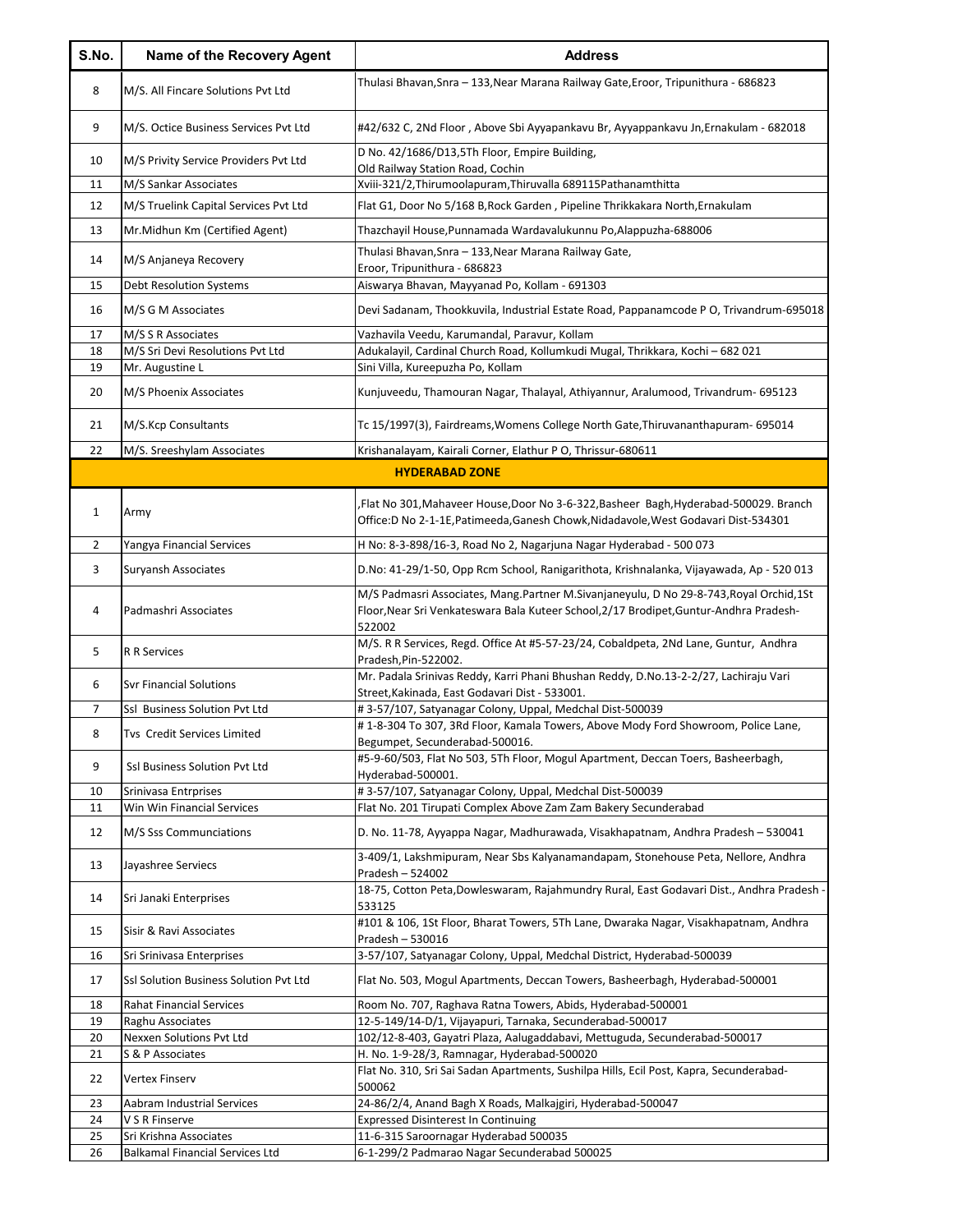| S.No. | Name of the Recovery Agent | Address |
|---|---|---|
| 8 | M/S. All Fincare Solutions Pvt Ltd | Thulasi Bhavan,Snra – 133,Near Marana Railway Gate,Eroor, Tripunithura - 686823 |
| 9 | M/S. Octice Business Services Pvt Ltd | #42/632 C, 2Nd Floor , Above Sbi Ayyapankavu Br, Ayyappankavu Jn,Ernakulam - 682018 |
| 10 | M/S Privity Service Providers Pvt Ltd | D No. 42/1686/D13,5Th Floor, Empire Building, Old Railway Station Road, Cochin |
| 11 | M/S Sankar Associates | Xviii-321/2,Thirumoolapuram,Thiruvalla 689115Pathanamthitta |
| 12 | M/S Truelink Capital Services Pvt Ltd | Flat G1, Door No 5/168 B,Rock Garden , Pipeline Thrikkakara North,Ernakulam |
| 13 | Mr.Midhun Km (Certified Agent) | Thazchayil House,Punnamada Wardavalukunnu Po,Alappuzha-688006 |
| 14 | M/S Anjaneya Recovery | Thulasi Bhavan,Snra – 133,Near Marana Railway Gate, Eroor, Tripunithura - 686823 |
| 15 | Debt Resolution Systems | Aiswarya Bhavan, Mayyanad Po, Kollam - 691303 |
| 16 | M/S G M Associates | Devi Sadanam, Thookkuvila, Industrial Estate Road, Pappanamcode P O, Trivandrum-695018 |
| 17 | M/S S R Associates | Vazhavila Veedu, Karumandal, Paravur, Kollam |
| 18 | M/S Sri Devi Resolutions Pvt Ltd | Adukalayil, Cardinal Church Road, Kollumkudi Mugal, Thrikkara, Kochi – 682 021 |
| 19 | Mr. Augustine L | Sini Villa, Kureepuzha Po, Kollam |
| 20 | M/S Phoenix Associates | Kunjuveedu, Thamouran Nagar, Thalayal, Athiyannur, Aralumood, Trivandrum- 695123 |
| 21 | M/S.Kcp Consultants | Tc 15/1997(3), Fairdreams,Womens College North Gate,Thiruvananthapuram- 695014 |
| 22 | M/S. Sreeshylam Associates | Krishanalayam, Kairali Corner, Elathur P O, Thrissur-680611 |
| **HYDERABAD ZONE** | | |
| 1 | Army | ,Flat No 301,Mahaveer House,Door No 3-6-322,Basheer Bagh,Hyderabad-500029. Branch Office:D No 2-1-1E,Patimeeda,Ganesh Chowk,Nidadavole,West Godavari Dist-534301 |
| 2 | Yangya Financial Services | H No: 8-3-898/16-3, Road No 2, Nagarjuna Nagar Hyderabad - 500 073 |
| 3 | Suryansh Associates | D.No: 41-29/1-50, Opp Rcm School, Ranigarithota, Krishnalanka, Vijayawada, Ap - 520 013 |
| 4 | Padmashri Associates | M/S Padmasri Associates, Mang.Partner M.Sivanjaneyulu, D No 29-8-743,Royal Orchid,1St Floor,Near Sri Venkateswara Bala Kuteer School,2/17 Brodipet,Guntur-Andhra Pradesh-522002 |
| 5 | R R Services | M/S. R R Services, Regd. Office At #5-57-23/24, Cobaldpeta, 2Nd Lane, Guntur, Andhra Pradesh,Pin-522002. |
| 6 | Svr Financial Solutions | Mr. Padala Srinivas Reddy, Karri Phani Bhushan Reddy, D.No.13-2-2/27, Lachiraju Vari Street,Kakinada, East Godavari Dist - 533001. |
| 7 | Ssl Business Solution Pvt Ltd | # 3-57/107, Satyanagar Colony, Uppal, Medchal Dist-500039 |
| 8 | Tvs Credit Services Limited | # 1-8-304 To 307, 3Rd Floor, Kamala Towers, Above Mody Ford Showroom, Police Lane, Begumpet, Secunderabad-500016. |
| 9 | Ssl Business Solution Pvt Ltd | #5-9-60/503, Flat No 503, 5Th Floor, Mogul Apartment, Deccan Toers, Basheerbagh, Hyderabad-500001. |
| 10 | Srinivasa Entrprises | # 3-57/107, Satyanagar Colony, Uppal, Medchal Dist-500039 |
| 11 | Win Win Financial Services | Flat No. 201 Tirupati Complex Above Zam Zam Bakery Secunderabad |
| 12 | M/S Sss Communciations | D. No. 11-78, Ayyappa Nagar, Madhurawada, Visakhapatnam, Andhra Pradesh – 530041 |
| 13 | Jayashree Serviecs | 3-409/1, Lakshmipuram, Near Sbs Kalyanamandapam, Stonehouse Peta, Nellore, Andhra Pradesh – 524002 |
| 14 | Sri Janaki Enterprises | 18-75, Cotton Peta,Dowleswaram, Rajahmundry Rural, East Godavari Dist., Andhra Pradesh - 533125 |
| 15 | Sisir & Ravi Associates | #101 & 106, 1St Floor, Bharat Towers, 5Th Lane, Dwaraka Nagar, Visakhapatnam, Andhra Pradesh – 530016 |
| 16 | Sri Srinivasa Enterprises | 3-57/107, Satyanagar Colony, Uppal, Medchal District, Hyderabad-500039 |
| 17 | Ssl Solution Business Solution Pvt Ltd | Flat No. 503, Mogul Apartments, Deccan Towers, Basheerbagh, Hyderabad-500001 |
| 18 | Rahat Financial Services | Room No. 707, Raghava Ratna Towers, Abids, Hyderabad-500001 |
| 19 | Raghu Associates | 12-5-149/14-D/1, Vijayapuri, Tarnaka, Secunderabad-500017 |
| 20 | Nexxen Solutions Pvt Ltd | 102/12-8-403, Gayatri Plaza, Aalugaddabavi, Mettuguda, Secunderabad-500017 |
| 21 | S & P Associates | H. No. 1-9-28/3, Ramnagar, Hyderabad-500020 |
| 22 | Vertex Finserv | Flat No. 310, Sri Sai Sadan Apartments, Sushilpa Hills, Ecil Post, Kapra, Secunderabad-500062 |
| 23 | Aabram Industrial Services | 24-86/2/4, Anand Bagh X Roads, Malkajgiri, Hyderabad-500047 |
| 24 | V S R Finserve | Expressed Disinterest In Continuing |
| 25 | Sri Krishna Associates | 11-6-315 Saroornagar Hyderabad 500035 |
| 26 | Balkamal Financial Services Ltd | 6-1-299/2 Padmarao Nagar Secunderabad 500025 |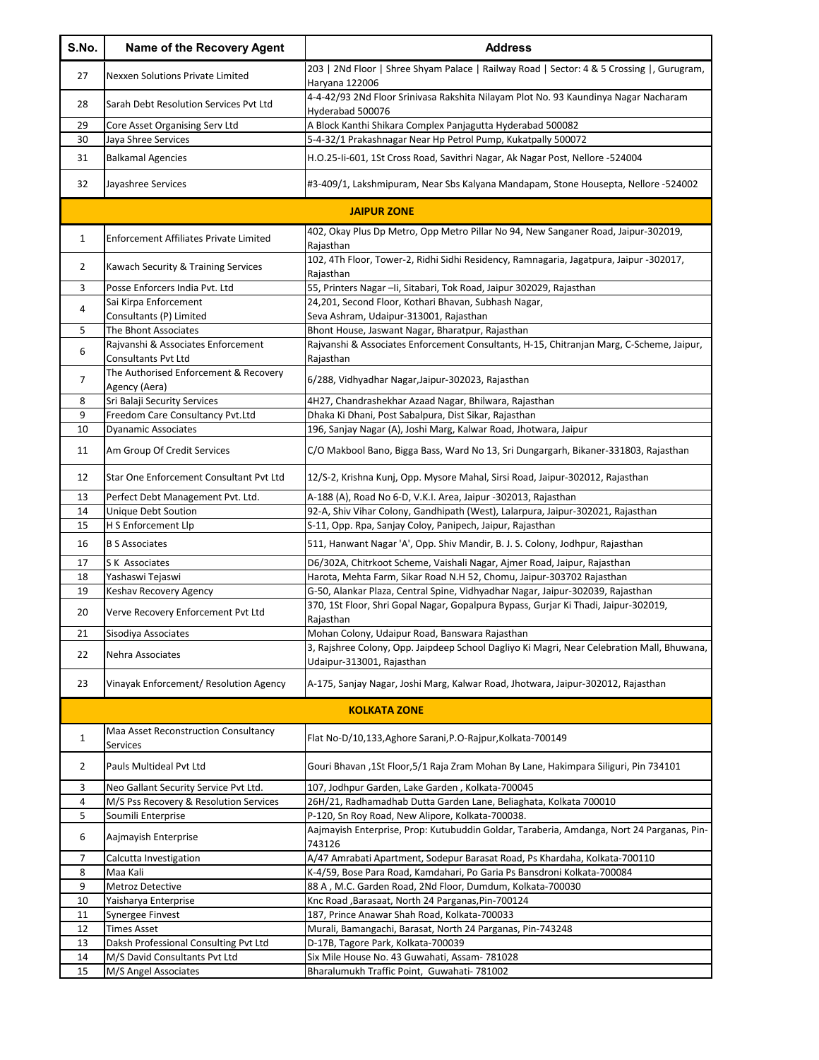| S.No. | Name of the Recovery Agent | Address |
|---|---|---|
| 27 | Nexxen Solutions Private Limited | 203 \| 2Nd Floor \| Shree Shyam Palace \| Railway Road \| Sector: 4 & 5 Crossing \|, Gurugram, Haryana 122006 |
| 28 | Sarah Debt Resolution Services Pvt Ltd | 4-4-42/93 2Nd Floor Srinivasa Rakshita Nilayam Plot No. 93 Kaundinya Nagar Nacharam Hyderabad 500076 |
| 29 | Core Asset Organising Serv Ltd | A Block Kanthi Shikara Complex Panjagutta Hyderabad 500082 |
| 30 | Jaya Shree Services | 5-4-32/1 Prakashnagar Near Hp Petrol Pump, Kukatpally 500072 |
| 31 | Balkamal Agencies | H.O.25-Ii-601, 1St Cross Road, Savithri Nagar, Ak Nagar Post, Nellore -524004 |
| 32 | Jayashree Services | #3-409/1, Lakshmipuram, Near Sbs Kalyana Mandapam, Stone Housepta, Nellore -524002 |
| | **JAIPUR ZONE** | |
| 1 | Enforcement Affiliates Private Limited | 402, Okay Plus Dp Metro, Opp Metro Pillar No 94, New Sanganer Road, Jaipur-302019, Rajasthan |
| 2 | Kawach Security & Training Services | 102, 4Th Floor, Tower-2, Ridhi Sidhi Residency, Ramnagaria, Jagatpura, Jaipur -302017, Rajasthan |
| 3 | Posse Enforcers India Pvt. Ltd | 55, Printers Nagar –Ii, Sitabari, Tok Road, Jaipur 302029, Rajasthan |
| 4 | Sai Kirpa Enforcement Consultants (P) Limited | 24,201, Second Floor, Kothari Bhavan, Subhash Nagar, Seva Ashram, Udaipur-313001, Rajasthan |
| 5 | The Bhont Associates | Bhont House, Jaswant Nagar, Bharatpur, Rajasthan |
| 6 | Rajvanshi & Associates Enforcement Consultants Pvt Ltd | Rajvanshi & Associates Enforcement Consultants, H-15, Chitranjan Marg, C-Scheme, Jaipur, Rajasthan |
| 7 | The Authorised Enforcement & Recovery Agency (Aera) | 6/288, Vidhyadhar Nagar,Jaipur-302023, Rajasthan |
| 8 | Sri Balaji Security Services | 4H27, Chandrashekhar Azaad Nagar, Bhilwara, Rajasthan |
| 9 | Freedom Care Consultancy Pvt.Ltd | Dhaka Ki Dhani, Post Sabalpura, Dist Sikar, Rajasthan |
| 10 | Dyanamic Associates | 196, Sanjay Nagar (A), Joshi Marg, Kalwar Road, Jhotwara, Jaipur |
| 11 | Am Group Of Credit Services | C/O Makbool Bano, Bigga Bass, Ward No 13, Sri Dungargarh, Bikaner-331803, Rajasthan |
| 12 | Star One Enforcement Consultant Pvt Ltd | 12/S-2, Krishna Kunj, Opp. Mysore Mahal, Sirsi Road, Jaipur-302012, Rajasthan |
| 13 | Perfect Debt Management Pvt. Ltd. | A-188 (A), Road No 6-D, V.K.I. Area, Jaipur -302013, Rajasthan |
| 14 | Unique Debt Soution | 92-A, Shiv Vihar Colony, Gandhipath (West), Lalarpura, Jaipur-302021, Rajasthan |
| 15 | H S Enforcement Llp | S-11, Opp. Rpa, Sanjay Coloy, Panipech, Jaipur, Rajasthan |
| 16 | B S Associates | 511, Hanwant Nagar 'A', Opp. Shiv Mandir, B. J. S. Colony, Jodhpur, Rajasthan |
| 17 | S K Associates | D6/302A, Chitrkoot Scheme, Vaishali Nagar, Ajmer Road, Jaipur, Rajasthan |
| 18 | Yashaswi Tejaswi | Harota, Mehta Farm, Sikar Road N.H 52, Chomu, Jaipur-303702 Rajasthan |
| 19 | Keshav Recovery Agency | G-50, Alankar Plaza, Central Spine, Vidhyadhar Nagar, Jaipur-302039, Rajasthan |
| 20 | Verve Recovery Enforcement Pvt Ltd | 370, 1St Floor, Shri Gopal Nagar, Gopalpura Bypass, Gurjar Ki Thadi, Jaipur-302019, Rajasthan |
| 21 | Sisodiya Associates | Mohan Colony, Udaipur Road, Banswara Rajasthan |
| 22 | Nehra Associates | 3, Rajshree Colony, Opp. Jaipdeep School Dagliyo Ki Magri, Near Celebration Mall, Bhuwana, Udaipur-313001, Rajasthan |
| 23 | Vinayak Enforcement/ Resolution Agency | A-175, Sanjay Nagar, Joshi Marg, Kalwar Road, Jhotwara, Jaipur-302012, Rajasthan |
| | **KOLKATA ZONE** | |
| 1 | Maa Asset Reconstruction Consultancy Services | Flat No-D/10,133,Aghore Sarani,P.O-Rajpur,Kolkata-700149 |
| 2 | Pauls Multideal Pvt Ltd | Gouri Bhavan ,1St Floor,5/1 Raja Zram Mohan By Lane, Hakimpara Siliguri, Pin 734101 |
| 3 | Neo Gallant Security Service Pvt Ltd. | 107, Jodhpur Garden, Lake Garden , Kolkata-700045 |
| 4 | M/S Pss Recovery & Resolution Services | 26H/21, Radhamadhab Dutta Garden Lane, Beliaghata, Kolkata 700010 |
| 5 | Soumili Enterprise | P-120, Sn Roy Road, New Alipore, Kolkata-700038. |
| 6 | Aajmayish Enterprise | Aajmayish Enterprise, Prop: Kutubuddin Goldar, Taraberia, Amdanga, Nort 24 Parganas, Pin-743126 |
| 7 | Calcutta Investigation | A/47 Amrabati Apartment, Sodepur Barasat Road, Ps Khardaha, Kolkata-700110 |
| 8 | Maa Kali | K-4/59, Bose Para Road, Kamdahari, Po Garia Ps Bansdroni Kolkata-700084 |
| 9 | Metroz Detective | 88 A , M.C. Garden Road, 2Nd Floor, Dumdum, Kolkata-700030 |
| 10 | Yaisharya Enterprise | Knc Road ,Barasaat, North 24 Parganas,Pin-700124 |
| 11 | Synergee Finvest | 187, Prince Anawar Shah Road, Kolkata-700033 |
| 12 | Times Asset | Murali, Bamangachi, Barasat, North 24 Parganas, Pin-743248 |
| 13 | Daksh Professional Consulting Pvt Ltd | D-17B, Tagore Park, Kolkata-700039 |
| 14 | M/S David Consultants Pvt Ltd | Six Mile House No. 43 Guwahati, Assam- 781028 |
| 15 | M/S Angel Associates | Bharalumukh Traffic Point, Guwahati- 781002 |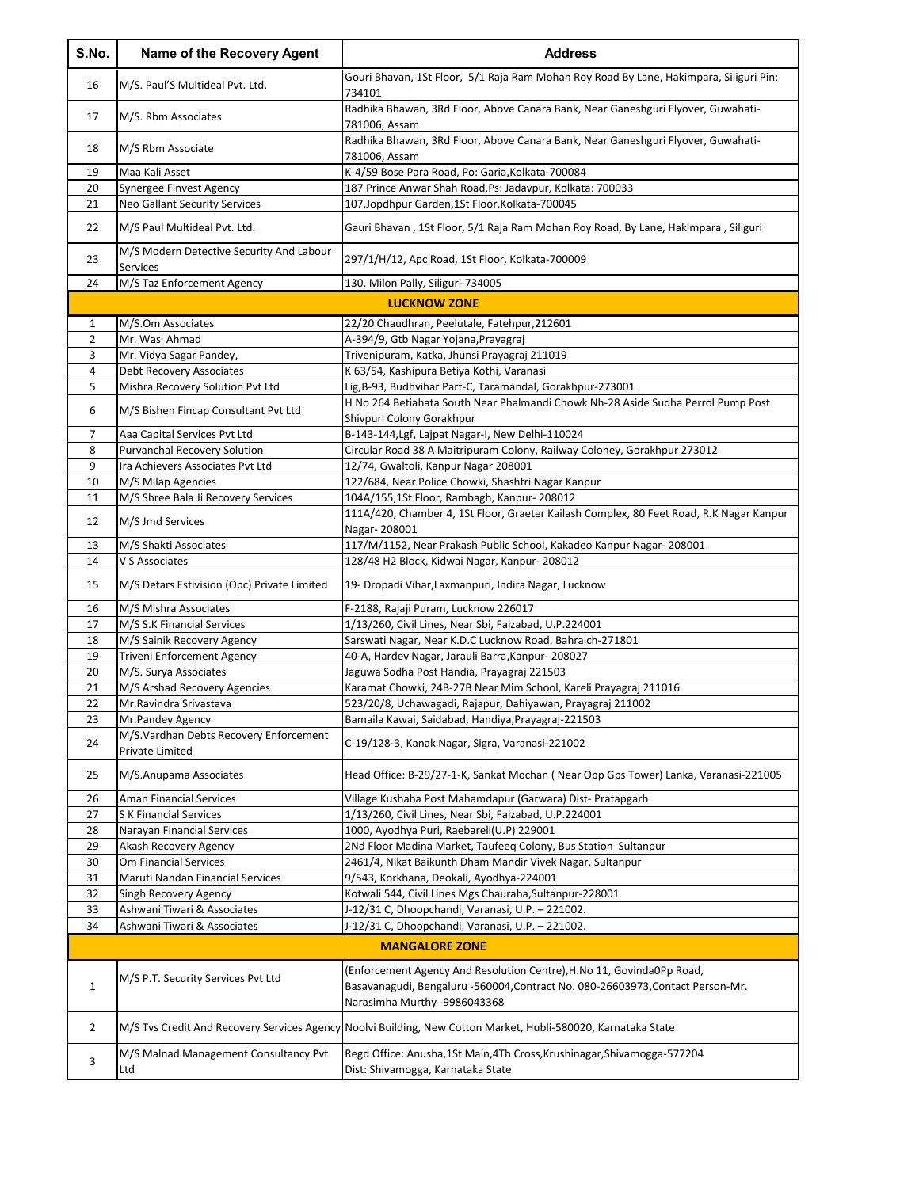| S.No. | Name of the Recovery Agent | Address |
|---|---|---|
| 16 | M/S. Paul'S Multideal Pvt. Ltd. | Gouri Bhavan, 1St Floor, 5/1 Raja Ram Mohan Roy Road By Lane, Hakimpara, Siliguri Pin: 734101 |
| 17 | M/S. Rbm Associates | Radhika Bhawan, 3Rd Floor, Above Canara Bank, Near Ganeshguri Flyover, Guwahati-781006, Assam |
| 18 | M/S Rbm Associate | Radhika Bhawan, 3Rd Floor, Above Canara Bank, Near Ganeshguri Flyover, Guwahati-781006, Assam |
| 19 | Maa Kali Asset | K-4/59 Bose Para Road, Po: Garia,Kolkata-700084 |
| 20 | Synergee Finvest Agency | 187 Prince Anwar Shah Road,Ps: Jadavpur, Kolkata: 700033 |
| 21 | Neo Gallant Security Services | 107,Jopdhpur Garden,1St Floor,Kolkata-700045 |
| 22 | M/S Paul Multideal Pvt. Ltd. | Gauri Bhavan , 1St Floor, 5/1 Raja Ram Mohan Roy Road, By Lane, Hakimpara , Siliguri |
| 23 | M/S Modern Detective Security And Labour Services | 297/1/H/12, Apc Road, 1St Floor, Kolkata-700009 |
| 24 | M/S Taz Enforcement Agency | 130, Milon Pally, Siliguri-734005 |
| | **LUCKNOW ZONE** | |
| 1 | M/S.Om Associates | 22/20 Chaudhran, Peelutale, Fatehpur,212601 |
| 2 | Mr. Wasi Ahmad | A-394/9, Gtb Nagar Yojana,Prayagraj |
| 3 | Mr. Vidya Sagar Pandey, | Trivenipuram, Katka, Jhunsi Prayagraj 211019 |
| 4 | Debt Recovery Associates | K 63/54, Kashipura Betiya Kothi, Varanasi |
| 5 | Mishra Recovery Solution Pvt Ltd | Lig,B-93, Budhvihar Part-C, Taramandal, Gorakhpur-273001 |
| 6 | M/S Bishen Fincap Consultant Pvt Ltd | H No 264 Betiahata South Near Phalmandi Chowk Nh-28 Aside Sudha Perrol Pump Post Shivpuri Colony Gorakhpur |
| 7 | Aaa Capital Services Pvt Ltd | B-143-144,Lgf, Lajpat Nagar-I, New Delhi-110024 |
| 8 | Purvanchal Recovery Solution | Circular Road 38 A Maitripuram Colony, Railway Coloney, Gorakhpur 273012 |
| 9 | Ira Achievers Associates Pvt Ltd | 12/74, Gwaltoli, Kanpur Nagar 208001 |
| 10 | M/S Milap Agencies | 122/684, Near Police Chowki, Shashtri Nagar Kanpur |
| 11 | M/S Shree Bala Ji Recovery Services | 104A/155,1St Floor, Rambagh, Kanpur- 208012 |
| 12 | M/S Jmd Services | 111A/420, Chamber 4, 1St Floor, Graeter Kailash Complex, 80 Feet Road, R.K Nagar Kanpur Nagar- 208001 |
| 13 | M/S Shakti Associates | 117/M/1152, Near Prakash Public School, Kakadeo Kanpur Nagar- 208001 |
| 14 | V S Associates | 128/48 H2 Block, Kidwai Nagar, Kanpur- 208012 |
| 15 | M/S Detars Estivision (Opc) Private Limited | 19- Dropadi Vihar,Laxmanpuri, Indira Nagar, Lucknow |
| 16 | M/S Mishra Associates | F-2188, Rajaji Puram, Lucknow 226017 |
| 17 | M/S S.K Financial Services | 1/13/260, Civil Lines, Near Sbi, Faizabad, U.P.224001 |
| 18 | M/S Sainik Recovery Agency | Sarswati Nagar, Near K.D.C Lucknow Road, Bahraich-271801 |
| 19 | Triveni Enforcement Agency | 40-A, Hardev Nagar, Jarauli Barra,Kanpur- 208027 |
| 20 | M/S. Surya Associates | Jaguwa Sodha Post Handia, Prayagraj 221503 |
| 21 | M/S Arshad Recovery Agencies | Karamat Chowki, 24B-27B Near Mim School, Kareli Prayagraj 211016 |
| 22 | Mr.Ravindra Srivastava | 523/20/8, Uchawagadi, Rajapur, Dahiyawan, Prayagraj 211002 |
| 23 | Mr.Pandey Agency | Bamaila Kawai, Saidabad, Handiya,Prayagraj-221503 |
| 24 | M/S.Vardhan Debts Recovery Enforcement Private Limited | C-19/128-3, Kanak Nagar, Sigra, Varanasi-221002 |
| 25 | M/S.Anupama Associates | Head Office: B-29/27-1-K, Sankat Mochan ( Near Opp Gps Tower) Lanka, Varanasi-221005 |
| 26 | Aman Financial Services | Village Kushaha Post Mahamdapur (Garwara) Dist- Pratapgarh |
| 27 | S K Financial Services | 1/13/260, Civil Lines, Near Sbi, Faizabad, U.P.224001 |
| 28 | Narayan Financial Services | 1000, Ayodhya Puri, Raebareli(U.P) 229001 |
| 29 | Akash Recovery Agency | 2Nd Floor Madina Market, Taufeeq Colony, Bus Station Sultanpur |
| 30 | Om Financial Services | 2461/4, Nikat Baikunth Dham Mandir Vivek Nagar, Sultanpur |
| 31 | Maruti Nandan Financial Services | 9/543, Korkhana, Deokali, Ayodhya-224001 |
| 32 | Singh Recovery Agency | Kotwali 544, Civil Lines Mgs Chauraha,Sultanpur-228001 |
| 33 | Ashwani Tiwari & Associates | J-12/31 C, Dhoopchandi, Varanasi, U.P. – 221002. |
| 34 | Ashwani Tiwari & Associates | J-12/31 C, Dhoopchandi, Varanasi, U.P. – 221002. |
| | **MANGALORE ZONE** | |
| 1 | M/S P.T. Security Services Pvt Ltd | (Enforcement Agency And Resolution Centre),H.No 11, Govinda0Pp Road, Basavanagudi, Bengaluru -560004,Contract No. 080-26603973,Contact Person-Mr. Narasimha Murthy -9986043368 |
| 2 | M/S Tvs Credit And Recovery Services Agency | Noolvi Building, New Cotton Market, Hubli-580020, Karnataka State |
| 3 | M/S Malnad Management Consultancy Pvt Ltd | Regd Office: Anusha,1St Main,4Th Cross,Krushinagar,Shivamogga-577204 Dist: Shivamogga, Karnataka State |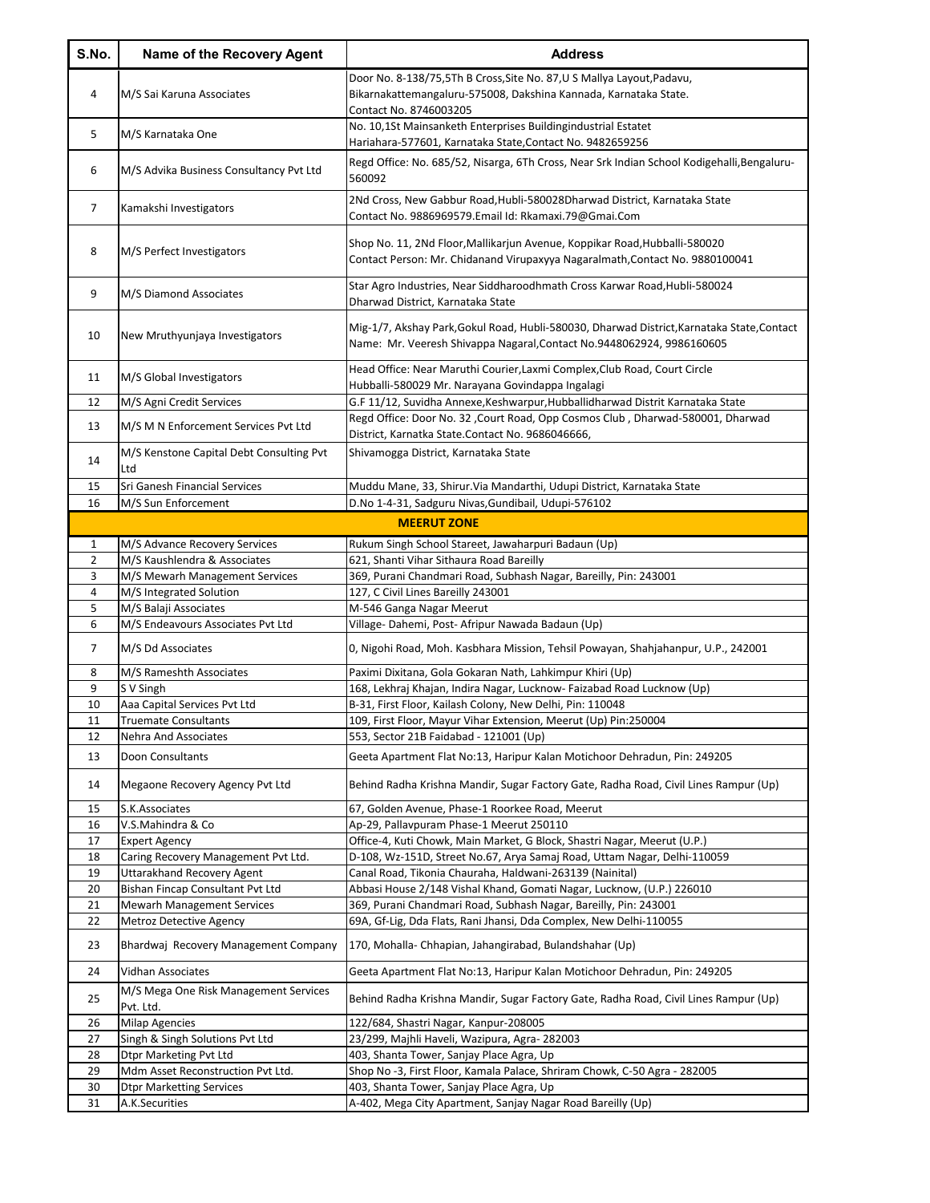| S.No. | Name of the Recovery Agent | Address |
|---|---|---|
| 4 | M/S Sai Karuna Associates | Door No. 8-138/75,5Th B Cross,Site No. 87,U S Mallya Layout,Padavu, Bikarnakattemangaluru-575008, Dakshina Kannada, Karnataka State. Contact No. 8746003205 |
| 5 | M/S Karnataka One | No. 10,1St Mainsanketh Enterprises Buildingindustrial Estatet Hariahara-577601, Karnataka State,Contact No. 9482659256 |
| 6 | M/S Advika Business Consultancy Pvt Ltd | Regd Office: No. 685/52, Nisarga, 6Th Cross, Near Srk Indian School Kodigehalli,Bengaluru-560092 |
| 7 | Kamakshi Investigators | 2Nd Cross, New Gabbur Road,Hubli-580028Dharwad District, Karnataka State Contact No. 9886969579.Email Id: Rkamaxi.79@Gmai.Com |
| 8 | M/S Perfect Investigators | Shop No. 11, 2Nd Floor,Mallikarjun Avenue, Koppikar Road,Hubballi-580020 Contact Person: Mr. Chidanand Virupaxyya Nagaralmath,Contact No. 9880100041 |
| 9 | M/S Diamond Associates | Star Agro Industries, Near Siddharoodhmath Cross Karwar Road,Hubli-580024 Dharwad District, Karnataka State |
| 10 | New Mruthyunjaya Investigators | Mig-1/7, Akshay Park,Gokul Road, Hubli-580030, Dharwad District,Karnataka State,Contact Name: Mr. Veeresh Shivappa Nagaral,Contact No.9448062924, 9986160605 |
| 11 | M/S Global Investigators | Head Office: Near Maruthi Courier,Laxmi Complex,Club Road, Court Circle Hubballi-580029 Mr. Narayana Govindappa Ingalagi |
| 12 | M/S Agni Credit Services | G.F 11/12, Suvidha Annexe,Keshwarpur,Hubballidharwad Distrit Karnataka State |
| 13 | M/S M N Enforcement Services Pvt Ltd | Regd Office: Door No. 32 ,Court Road, Opp Cosmos Club , Dharwad-580001, Dharwad District, Karnatka State.Contact No. 9686046666, |
| 14 | M/S Kenstone Capital Debt Consulting Pvt Ltd | Shivamogga District, Karnataka State |
| 15 | Sri Ganesh Financial Services | Muddu Mane, 33, Shirur.Via Mandarthi, Udupi District, Karnataka State |
| 16 | M/S Sun Enforcement | D.No 1-4-31, Sadguru Nivas,Gundibail, Udupi-576102 |
| | **MEERUT ZONE** | |
| 1 | M/S Advance Recovery Services | Rukum Singh School Stareet, Jawaharpuri Badaun (Up) |
| 2 | M/S Kaushlendra & Associates | 621, Shanti Vihar Sithaura Road Bareilly |
| 3 | M/S Mewarh Management Services | 369, Purani Chandmari Road, Subhash Nagar, Bareilly, Pin: 243001 |
| 4 | M/S Integrated Solution | 127, C Civil Lines Bareilly 243001 |
| 5 | M/S Balaji Associates | M-546 Ganga Nagar Meerut |
| 6 | M/S Endeavours Associates Pvt Ltd | Village- Dahemi, Post- Afripur Nawada Badaun (Up) |
| 7 | M/S Dd Associates | 0, Nigohi Road, Moh. Kasbhara Mission, Tehsil Powayan, Shahjahanpur, U.P., 242001 |
| 8 | M/S Rameshth Associates | Paximi Dixitana, Gola Gokaran Nath, Lahkimpur Khiri (Up) |
| 9 | S V Singh | 168, Lekhraj Khajan, Indira Nagar, Lucknow- Faizabad Road Lucknow (Up) |
| 10 | Aaa Capital Services Pvt Ltd | B-31, First Floor, Kailash Colony, New Delhi, Pin: 110048 |
| 11 | Truemate Consultants | 109, First Floor, Mayur Vihar Extension, Meerut (Up) Pin:250004 |
| 12 | Nehra And Associates | 553, Sector 21B Faidabad - 121001 (Up) |
| 13 | Doon Consultants | Geeta Apartment Flat No:13, Haripur Kalan Motichoor Dehradun, Pin: 249205 |
| 14 | Megaone Recovery Agency Pvt Ltd | Behind Radha Krishna Mandir, Sugar Factory Gate, Radha Road, Civil Lines Rampur (Up) |
| 15 | S.K.Associates | 67, Golden Avenue, Phase-1 Roorkee Road, Meerut |
| 16 | V.S.Mahindra & Co | Ap-29, Pallavpuram Phase-1 Meerut 250110 |
| 17 | Expert Agency | Office-4, Kuti Chowk, Main Market, G Block, Shastri Nagar, Meerut (U.P.) |
| 18 | Caring Recovery Management Pvt Ltd. | D-108, Wz-151D, Street No.67, Arya Samaj Road, Uttam Nagar, Delhi-110059 |
| 19 | Uttarakhand Recovery Agent | Canal Road, Tikonia Chauraha, Haldwani-263139 (Nainital) |
| 20 | Bishan Fincap Consultant Pvt Ltd | Abbasi House 2/148 Vishal Khand, Gomati Nagar, Lucknow, (U.P.) 226010 |
| 21 | Mewarh Management Services | 369, Purani Chandmari Road, Subhash Nagar, Bareilly, Pin: 243001 |
| 22 | Metroz Detective Agency | 69A, Gf-Lig, Dda Flats, Rani Jhansi, Dda Complex, New Delhi-110055 |
| 23 | Bhardwaj Recovery Management Company | 170, Mohalla- Chhapian, Jahangirabad, Bulandshahar (Up) |
| 24 | Vidhan Associates | Geeta Apartment Flat No:13, Haripur Kalan Motichoor Dehradun, Pin: 249205 |
| 25 | M/S Mega One Risk Management Services Pvt. Ltd. | Behind Radha Krishna Mandir, Sugar Factory Gate, Radha Road, Civil Lines Rampur (Up) |
| 26 | Milap Agencies | 122/684, Shastri Nagar, Kanpur-208005 |
| 27 | Singh & Singh Solutions Pvt Ltd | 23/299, Majhli Haveli, Wazipura, Agra- 282003 |
| 28 | Dtpr Marketing Pvt Ltd | 403, Shanta Tower, Sanjay Place Agra, Up |
| 29 | Mdm Asset Reconstruction Pvt Ltd. | Shop No -3, First Floor, Kamala Palace, Shriram Chowk, C-50 Agra - 282005 |
| 30 | Dtpr Marketting Services | 403, Shanta Tower, Sanjay Place Agra, Up |
| 31 | A.K.Securities | A-402, Mega City Apartment, Sanjay Nagar Road Bareilly (Up) |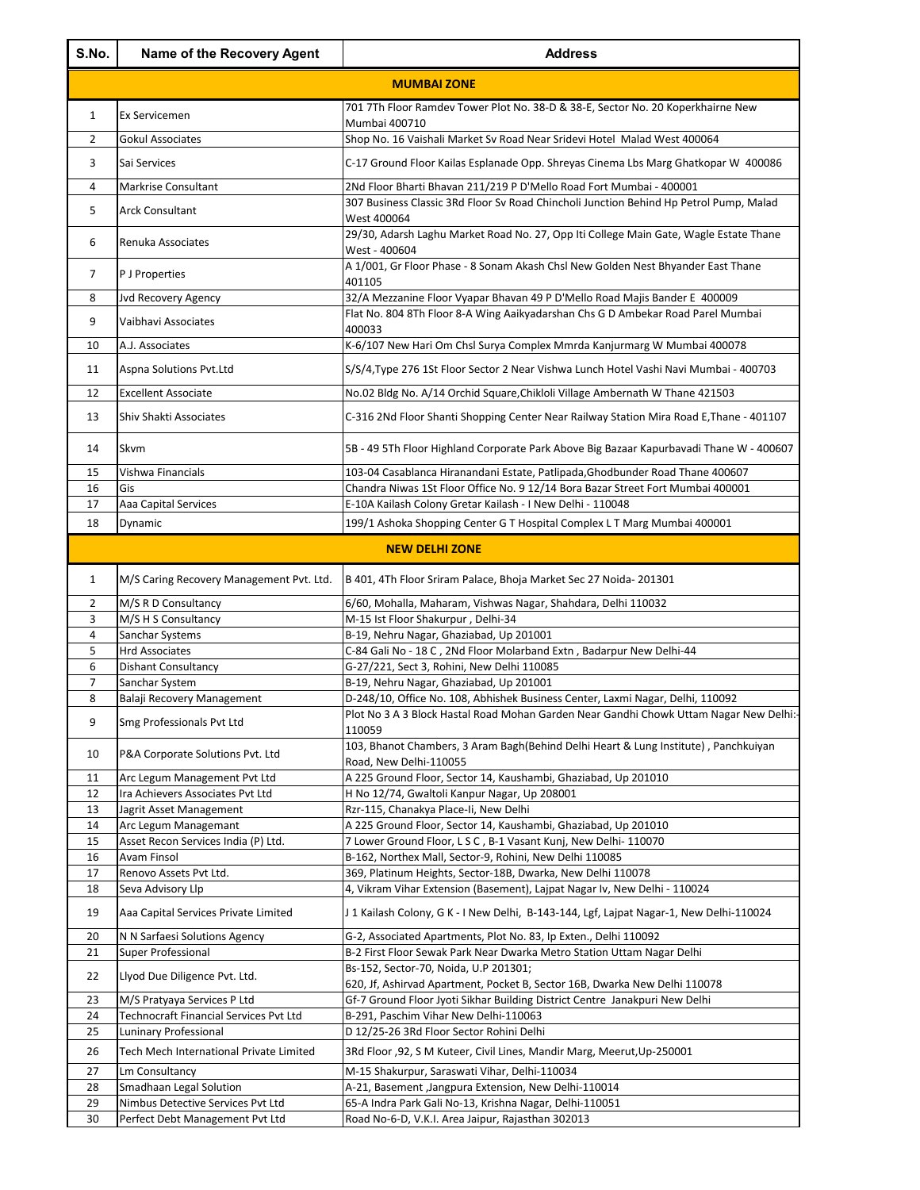| S.No. | Name of the Recovery Agent | Address |
|---|---|---|
| **MUMBAI ZONE** | | |
| 1 | Ex Servicemen | 701 7Th Floor Ramdev Tower Plot No. 38-D & 38-E, Sector No. 20 Koperkhairne New Mumbai 400710 |
| 2 | Gokul Associates | Shop No. 16 Vaishali Market Sv Road Near Sridevi Hotel Malad West 400064 |
| 3 | Sai Services | C-17 Ground Floor Kailas Esplanade Opp. Shreyas Cinema Lbs Marg Ghatkopar W 400086 |
| 4 | Markrise Consultant | 2Nd Floor Bharti Bhavan 211/219 P D'Mello Road Fort Mumbai - 400001 |
| 5 | Arck Consultant | 307 Business Classic 3Rd Floor Sv Road Chincholi Junction Behind Hp Petrol Pump, Malad West 400064 |
| 6 | Renuka Associates | 29/30, Adarsh Laghu Market Road No. 27, Opp Iti College Main Gate, Wagle Estate Thane West - 400604 |
| 7 | P J Properties | A 1/001, Gr Floor Phase - 8 Sonam Akash Chsl New Golden Nest Bhyander East Thane 401105 |
| 8 | Jvd Recovery Agency | 32/A Mezzanine Floor Vyapar Bhavan 49 P D'Mello Road Majis Bander E 400009 |
| 9 | Vaibhavi Associates | Flat No. 804 8Th Floor 8-A Wing Aaikyadarshan Chs G D Ambekar Road Parel Mumbai 400033 |
| 10 | A.J. Associates | K-6/107 New Hari Om Chsl Surya Complex Mmrda Kanjurmarg W Mumbai 400078 |
| 11 | Aspna Solutions Pvt.Ltd | S/S/4,Type 276 1St Floor Sector 2 Near Vishwa Lunch Hotel Vashi Navi Mumbai - 400703 |
| 12 | Excellent Associate | No.02 Bldg No. A/14 Orchid Square,Chikloli Village Ambernath W Thane 421503 |
| 13 | Shiv Shakti Associates | C-316 2Nd Floor Shanti Shopping Center Near Railway Station Mira Road E,Thane - 401107 |
| 14 | Skvm | 5B - 49 5Th Floor Highland Corporate Park Above Big Bazaar Kapurbavadi Thane W - 400607 |
| 15 | Vishwa Financials | 103-04 Casablanca Hiranandani Estate, Patlipada,Ghodbunder Road Thane 400607 |
| 16 | Gis | Chandra Niwas 1St Floor Office No. 9 12/14 Bora Bazar Street Fort Mumbai 400001 |
| 17 | Aaa Capital Services | E-10A Kailash Colony Gretar Kailash - I New Delhi - 110048 |
| 18 | Dynamic | 199/1 Ashoka Shopping Center G T Hospital Complex L T Marg Mumbai 400001 |
| **NEW DELHI ZONE** | | |
| 1 | M/S Caring Recovery Management Pvt. Ltd. | B 401, 4Th Floor Sriram Palace, Bhoja Market Sec 27 Noida- 201301 |
| 2 | M/S R D Consultancy | 6/60, Mohalla, Maharam, Vishwas Nagar, Shahdara, Delhi 110032 |
| 3 | M/S H S Consultancy | M-15 Ist Floor Shakurpur , Delhi-34 |
| 4 | Sanchar Systems | B-19, Nehru Nagar, Ghaziabad, Up 201001 |
| 5 | Hrd Associates | C-84 Gali No - 18 C , 2Nd Floor Molarband Extn , Badarpur New Delhi-44 |
| 6 | Dishant Consultancy | G-27/221, Sect 3, Rohini, New Delhi 110085 |
| 7 | Sanchar System | B-19, Nehru Nagar, Ghaziabad, Up 201001 |
| 8 | Balaji Recovery Management | D-248/10, Office No. 108, Abhishek Business Center, Laxmi Nagar, Delhi, 110092 |
| 9 | Smg Professionals Pvt Ltd | Plot No 3 A 3 Block Hastal Road Mohan Garden Near Gandhi Chowk Uttam Nagar New Delhi:-110059 |
| 10 | P&A Corporate Solutions Pvt. Ltd | 103, Bhanot Chambers, 3 Aram Bagh(Behind Delhi Heart & Lung Institute) , Panchkuiyan Road, New Delhi-110055 |
| 11 | Arc Legum Management Pvt Ltd | A 225 Ground Floor, Sector 14, Kaushambi, Ghaziabad, Up 201010 |
| 12 | Ira Achievers Associates Pvt Ltd | H No 12/74, Gwaltoli Kanpur Nagar, Up 208001 |
| 13 | Jagrit Asset Management | Rzr-115, Chanakya Place-Ii, New Delhi |
| 14 | Arc Legum Managemant | A 225 Ground Floor, Sector 14, Kaushambi, Ghaziabad, Up 201010 |
| 15 | Asset Recon Services India (P) Ltd. | 7 Lower Ground Floor, L S C , B-1 Vasant Kunj, New Delhi- 110070 |
| 16 | Avam Finsol | B-162, Northex Mall, Sector-9, Rohini, New Delhi 110085 |
| 17 | Renovo Assets Pvt Ltd. | 369, Platinum Heights, Sector-18B, Dwarka, New Delhi 110078 |
| 18 | Seva Advisory Llp | 4, Vikram Vihar Extension (Basement), Lajpat Nagar Iv, New Delhi - 110024 |
| 19 | Aaa Capital Services Private Limited | J 1 Kailash Colony, G K - I New Delhi, B-143-144, Lgf, Lajpat Nagar-1, New Delhi-110024 |
| 20 | N N Sarfaesi Solutions Agency | G-2, Associated Apartments, Plot No. 83, Ip Exten., Delhi 110092 |
| 21 | Super Professional | B-2 First Floor Sewak Park Near Dwarka Metro Station Uttam Nagar Delhi |
| 22 | Llyod Due Diligence Pvt. Ltd. | Bs-152, Sector-70, Noida, U.P 201301; 620, Jf, Ashirvad Apartment, Pocket B, Sector 16B, Dwarka New Delhi 110078 |
| 23 | M/S Pratyaya Services P Ltd | Gf-7 Ground Floor Jyoti Sikhar Building District Centre Janakpuri New Delhi |
| 24 | Technocraft Financial Services Pvt Ltd | B-291, Paschim Vihar New Delhi-110063 |
| 25 | Luninary Professional | D 12/25-26 3Rd Floor Sector Rohini Delhi |
| 26 | Tech Mech International Private Limited | 3Rd Floor ,92, S M Kuteer, Civil Lines, Mandir Marg, Meerut,Up-250001 |
| 27 | Lm Consultancy | M-15 Shakurpur, Saraswati Vihar, Delhi-110034 |
| 28 | Smadhaan Legal Solution | A-21, Basement ,Jangpura Extension, New Delhi-110014 |
| 29 | Nimbus Detective Services Pvt Ltd | 65-A Indra Park Gali No-13, Krishna Nagar, Delhi-110051 |
| 30 | Perfect Debt Management Pvt Ltd | Road No-6-D, V.K.I. Area Jaipur, Rajasthan 302013 |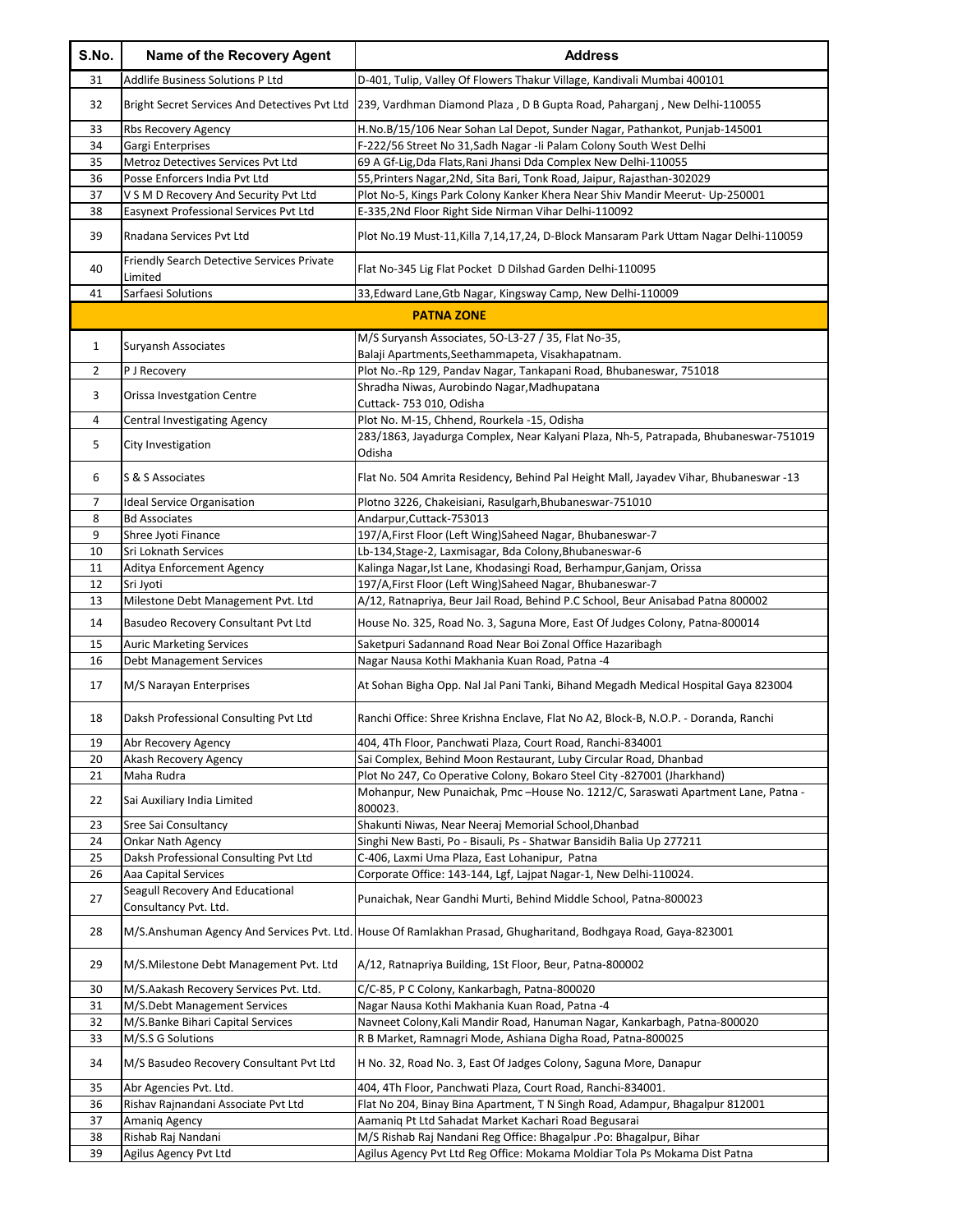| S.No. | Name of the Recovery Agent | Address |
|---|---|---|
| 31 | Addlife Business Solutions P Ltd | D-401, Tulip, Valley Of Flowers Thakur Village, Kandivali Mumbai 400101 |
| 32 | Bright Secret Services And Detectives Pvt Ltd | 239, Vardhman Diamond Plaza , D B Gupta Road, Paharganj , New Delhi-110055 |
| 33 | Rbs Recovery Agency | H.No.B/15/106 Near Sohan Lal Depot, Sunder Nagar, Pathankot, Punjab-145001 |
| 34 | Gargi Enterprises | F-222/56 Street No 31,Sadh Nagar -Ii Palam Colony South West Delhi |
| 35 | Metroz Detectives Services Pvt Ltd | 69 A Gf-Lig,Dda Flats,Rani Jhansi Dda Complex New Delhi-110055 |
| 36 | Posse Enforcers India Pvt Ltd | 55,Printers Nagar,2Nd, Sita Bari, Tonk Road, Jaipur, Rajasthan-302029 |
| 37 | V S M D Recovery And Security Pvt Ltd | Plot No-5, Kings Park Colony Kanker Khera Near Shiv Mandir Meerut- Up-250001 |
| 38 | Easynext Professional Services Pvt Ltd | E-335,2Nd Floor Right Side Nirman Vihar Delhi-110092 |
| 39 | Rnadana Services Pvt Ltd | Plot No.19 Must-11,Killa 7,14,17,24, D-Block Mansaram Park Uttam Nagar Delhi-110059 |
| 40 | Friendly Search Detective Services Private Limited | Flat No-345 Lig Flat Pocket D Dilshad Garden Delhi-110095 |
| 41 | Sarfaesi Solutions | 33,Edward Lane,Gtb Nagar, Kingsway Camp, New Delhi-110009 |
| | **PATNA ZONE** | |
| 1 | Suryansh Associates | M/S Suryansh Associates, 5O-L3-27 / 35, Flat No-35, Balaji Apartments,Seethammapeta, Visakhapatnam. |
| 2 | P J Recovery | Plot No.-Rp 129, Pandav Nagar, Tankapani Road, Bhubaneswar, 751018 |
| 3 | Orissa Investgation Centre | Shradha Niwas, Aurobindo Nagar,Madhupatana Cuttack- 753 010, Odisha |
| 4 | Central Investigating Agency | Plot No. M-15, Chhend, Rourkela -15, Odisha |
| 5 | City Investigation | 283/1863, Jayadurga Complex, Near Kalyani Plaza, Nh-5, Patrapada, Bhubaneswar-751019 Odisha |
| 6 | S & S Associates | Flat No. 504 Amrita Residency, Behind Pal Height Mall, Jayadev Vihar, Bhubaneswar -13 |
| 7 | Ideal Service Organisation | Plotno 3226, Chakeisiani, Rasulgarh,Bhubaneswar-751010 |
| 8 | Bd Associates | Andarpur,Cuttack-753013 |
| 9 | Shree Jyoti Finance | 197/A,First Floor (Left Wing)Saheed Nagar, Bhubaneswar-7 |
| 10 | Sri Loknath Services | Lb-134,Stage-2, Laxmisagar, Bda Colony,Bhubaneswar-6 |
| 11 | Aditya Enforcement Agency | Kalinga Nagar,Ist Lane, Khodasingi Road, Berhampur,Ganjam, Orissa |
| 12 | Sri Jyoti | 197/A,First Floor (Left Wing)Saheed Nagar, Bhubaneswar-7 |
| 13 | Milestone Debt Management Pvt. Ltd | A/12, Ratnapriya, Beur Jail Road, Behind P.C School, Beur Anisabad Patna 800002 |
| 14 | Basudeo Recovery Consultant Pvt Ltd | House No. 325, Road No. 3, Saguna More, East Of Judges Colony, Patna-800014 |
| 15 | Auric Marketing Services | Saketpuri Sadannand Road Near Boi Zonal Office Hazaribagh |
| 16 | Debt Management Services | Nagar Nausa Kothi Makhania Kuan Road, Patna -4 |
| 17 | M/S Narayan Enterprises | At Sohan Bigha Opp. Nal Jal Pani Tanki, Bihand Megadh Medical Hospital Gaya 823004 |
| 18 | Daksh Professional Consulting Pvt Ltd | Ranchi Office: Shree Krishna Enclave, Flat No A2, Block-B, N.O.P. - Doranda, Ranchi |
| 19 | Abr Recovery Agency | 404, 4Th Floor, Panchwati Plaza, Court Road, Ranchi-834001 |
| 20 | Akash Recovery Agency | Sai Complex, Behind Moon Restaurant, Luby Circular Road, Dhanbad |
| 21 | Maha Rudra | Plot No 247, Co Operative Colony, Bokaro Steel City -827001 (Jharkhand) |
| 22 | Sai Auxiliary India Limited | Mohanpur, New Punaichak, Pmc –House No. 1212/C, Saraswati Apartment Lane, Patna - 800023. |
| 23 | Sree Sai Consultancy | Shakunti Niwas, Near Neeraj Memorial School,Dhanbad |
| 24 | Onkar Nath Agency | Singhi New Basti, Po - Bisauli, Ps - Shatwar Bansidih Balia Up 277211 |
| 25 | Daksh Professional Consulting Pvt Ltd | C-406, Laxmi Uma Plaza, East Lohanipur, Patna |
| 26 | Aaa Capital Services | Corporate Office: 143-144, Lgf, Lajpat Nagar-1, New Delhi-110024. |
| 27 | Seagull Recovery And Educational Consultancy Pvt. Ltd. | Punaichak, Near Gandhi Murti, Behind Middle School, Patna-800023 |
| 28 | M/S.Anshuman Agency And Services Pvt. Ltd. | House Of Ramlakhan Prasad, Ghugharitand, Bodhgaya Road, Gaya-823001 |
| 29 | M/S.Milestone Debt Management Pvt. Ltd | A/12, Ratnapriya Building, 1St Floor, Beur, Patna-800002 |
| 30 | M/S.Aakash Recovery Services Pvt. Ltd. | C/C-85, P C Colony, Kankarbagh, Patna-800020 |
| 31 | M/S.Debt Management Services | Nagar Nausa Kothi Makhania Kuan Road, Patna -4 |
| 32 | M/S.Banke Bihari Capital Services | Navneet Colony,Kali Mandir Road, Hanuman Nagar, Kankarbagh, Patna-800020 |
| 33 | M/S.S G Solutions | R B Market, Ramnagri Mode, Ashiana Digha Road, Patna-800025 |
| 34 | M/S Basudeo Recovery Consultant Pvt Ltd | H No. 32, Road No. 3, East Of Judges Colony, Saguna More, Danapur |
| 35 | Abr Agencies Pvt. Ltd. | 404, 4Th Floor, Panchwati Plaza, Court Road, Ranchi-834001. |
| 36 | Rishav Rajnandani Associate Pvt Ltd | Flat No 204, Binay Bina Apartment, T N Singh Road, Adampur, Bhagalpur 812001 |
| 37 | Amaniq Agency | Aamaniq Pt Ltd Sahadat Market Kachari Road Begusarai |
| 38 | Rishab Raj Nandani | M/S Rishab Raj Nandani Reg Office: Bhagalpur .Po: Bhagalpur, Bihar |
| 39 | Agilus Agency Pvt Ltd | Agilus Agency Pvt Ltd Reg Office: Mokama Moldiar Tola Ps Mokama Dist Patna |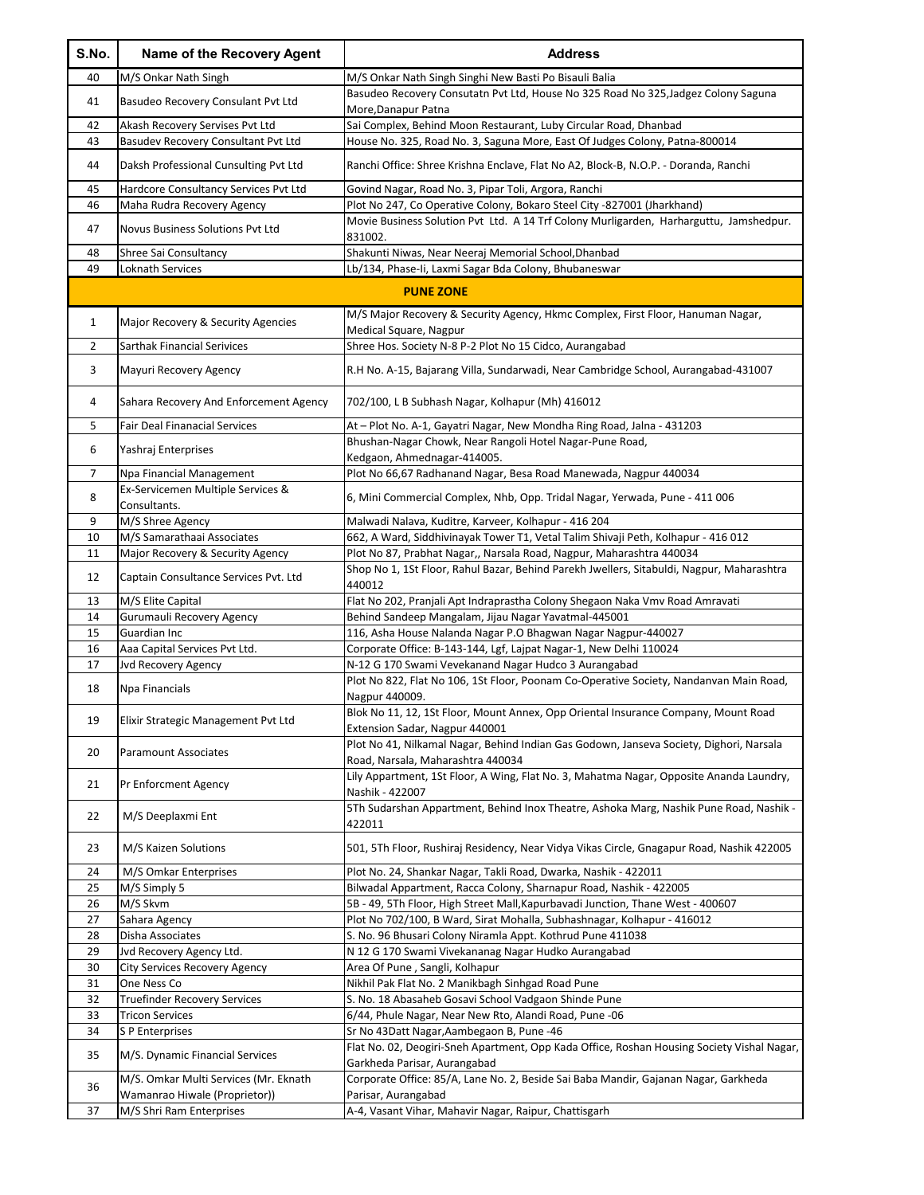| S.No. | Name of the Recovery Agent | Address |
|---|---|---|
| 40 | M/S Onkar Nath Singh | M/S Onkar Nath Singh Singhi New Basti Po Bisauli Balia |
| 41 | Basudeo Recovery Consulant Pvt Ltd | Basudeo Recovery Consutatn Pvt Ltd, House No 325 Road No 325,Jadgez Colony Saguna More,Danapur Patna |
| 42 | Akash Recovery Servises Pvt Ltd | Sai Complex, Behind Moon Restaurant, Luby Circular Road, Dhanbad |
| 43 | Basudev Recovery Consultant Pvt Ltd | House No. 325, Road No. 3, Saguna More, East Of Judges Colony, Patna-800014 |
| 44 | Daksh Professional Cunsulting Pvt Ltd | Ranchi Office: Shree Krishna Enclave, Flat No A2, Block-B, N.O.P. - Doranda, Ranchi |
| 45 | Hardcore Consultancy Services Pvt Ltd | Govind Nagar, Road No. 3, Pipar Toli, Argora, Ranchi |
| 46 | Maha Rudra Recovery Agency | Plot No 247, Co Operative Colony, Bokaro Steel City -827001 (Jharkhand) |
| 47 | Novus Business Solutions Pvt Ltd | Movie Business Solution Pvt Ltd. A 14 Trf Colony Murligarden, Harharguttu, Jamshedpur. 831002. |
| 48 | Shree Sai Consultancy | Shakunti Niwas, Near Neeraj Memorial School,Dhanbad |
| 49 | Loknath Services | Lb/134, Phase-Ii, Laxmi Sagar Bda Colony, Bhubaneswar |
| | **PUNE ZONE** | |
| 1 | Major Recovery & Security Agencies | M/S Major Recovery & Security Agency, Hkmc Complex, First Floor, Hanuman Nagar, Medical Square, Nagpur |
| 2 | Sarthak Financial Serivices | Shree Hos. Society N-8 P-2 Plot No 15 Cidco, Aurangabad |
| 3 | Mayuri Recovery Agency | R.H No. A-15, Bajarang Villa, Sundarwadi, Near Cambridge School, Aurangabad-431007 |
| 4 | Sahara Recovery And Enforcement Agency | 702/100, L B Subhash Nagar, Kolhapur (Mh) 416012 |
| 5 | Fair Deal Finanacial Services | At – Plot No. A-1, Gayatri Nagar, New Mondha Ring Road, Jalna - 431203 |
| 6 | Yashraj Enterprises | Bhushan-Nagar Chowk, Near Rangoli Hotel Nagar-Pune Road, Kedgaon, Ahmednagar-414005. |
| 7 | Npa Financial Management | Plot No 66,67 Radhanand Nagar, Besa Road Manewada, Nagpur 440034 |
| 8 | Ex-Servicemen Multiple Services & Consultants. | 6, Mini Commercial Complex, Nhb, Opp. Tridal Nagar, Yerwada, Pune - 411 006 |
| 9 | M/S Shree Agency | Malwadi Nalava, Kuditre, Karveer, Kolhapur - 416 204 |
| 10 | M/S Samarathaai Associates | 662, A Ward, Siddhivinayak Tower T1, Vetal Talim Shivaji Peth, Kolhapur - 416 012 |
| 11 | Major Recovery & Security Agency | Plot No 87, Prabhat Nagar,, Narsala Road, Nagpur, Maharashtra 440034 |
| 12 | Captain Consultance Services Pvt. Ltd | Shop No 1, 1St Floor, Rahul Bazar, Behind Parekh Jwellers, Sitabuldi, Nagpur, Maharashtra 440012 |
| 13 | M/S Elite Capital | Flat No 202, Pranjali Apt Indraprastha Colony Shegaon Naka Vmv Road Amravati |
| 14 | Gurumauli Recovery Agency | Behind Sandeep Mangalam, Jijau Nagar Yavatmal-445001 |
| 15 | Guardian Inc | 116, Asha House Nalanda Nagar P.O Bhagwan Nagar Nagpur-440027 |
| 16 | Aaa Capital Services Pvt Ltd. | Corporate Office: B-143-144, Lgf, Lajpat Nagar-1, New Delhi 110024 |
| 17 | Jvd Recovery Agency | N-12 G 170 Swami Vevekanand Nagar Hudco 3 Aurangabad |
| 18 | Npa Financials | Plot No 822, Flat No 106, 1St Floor, Poonam Co-Operative Society, Nandanvan Main Road, Nagpur 440009. |
| 19 | Elixir Strategic Management Pvt Ltd | Blok No 11, 12, 1St Floor, Mount Annex, Opp Oriental Insurance Company, Mount Road Extension Sadar, Nagpur 440001 |
| 20 | Paramount Associates | Plot No 41, Nilkamal Nagar, Behind Indian Gas Godown, Janseva Society, Dighori, Narsala Road, Narsala, Maharashtra 440034 |
| 21 | Pr Enforcment Agency | Lily Appartment, 1St Floor, A Wing, Flat No. 3, Mahatma Nagar, Opposite Ananda Laundry, Nashik - 422007 |
| 22 | M/S Deeplaxmi Ent | 5Th Sudarshan Appartment, Behind Inox Theatre, Ashoka Marg, Nashik Pune Road, Nashik - 422011 |
| 23 | M/S Kaizen Solutions | 501, 5Th Floor, Rushiraj Residency, Near Vidya Vikas Circle, Gnagapur Road, Nashik 422005 |
| 24 | M/S Omkar Enterprises | Plot No. 24, Shankar Nagar, Takli Road, Dwarka, Nashik - 422011 |
| 25 | M/S Simply 5 | Bilwadal Appartment, Racca Colony, Sharnapur Road, Nashik - 422005 |
| 26 | M/S Skvm | 5B - 49, 5Th Floor, High Street Mall,Kapurbavadi Junction, Thane West - 400607 |
| 27 | Sahara Agency | Plot No 702/100, B Ward, Sirat Mohalla, Subhashnagar, Kolhapur - 416012 |
| 28 | Disha Associates | S. No. 96 Bhusari Colony Niramla Appt. Kothrud Pune 411038 |
| 29 | Jvd Recovery Agency Ltd. | N 12 G 170 Swami Vivekananag Nagar Hudko Aurangabad |
| 30 | City Services Recovery Agency | Area Of Pune , Sangli, Kolhapur |
| 31 | One Ness Co | Nikhil Pak Flat No. 2 Manikbagh Sinhgad Road Pune |
| 32 | Truefinder Recovery Services | S. No. 18 Abasaheb Gosavi School Vadgaon Shinde Pune |
| 33 | Tricon Services | 6/44, Phule Nagar, Near New Rto, Alandi Road, Pune -06 |
| 34 | S P Enterprises | Sr No 43Datt Nagar,Aambegaon B, Pune -46 |
| 35 | M/S. Dynamic Financial Services | Flat No. 02, Deogiri-Sneh Apartment, Opp Kada Office, Roshan Housing Society Vishal Nagar, Garkheda Parisar, Aurangabad |
| 36 | M/S. Omkar Multi Services (Mr. Eknath Wamanrao Hiwale (Proprietor)) | Corporate Office: 85/A, Lane No. 2, Beside Sai Baba Mandir, Gajanan Nagar, Garkheda Parisar, Aurangabad |
| 37 | M/S Shri Ram Enterprises | A-4, Vasant Vihar, Mahavir Nagar, Raipur, Chattisgarh |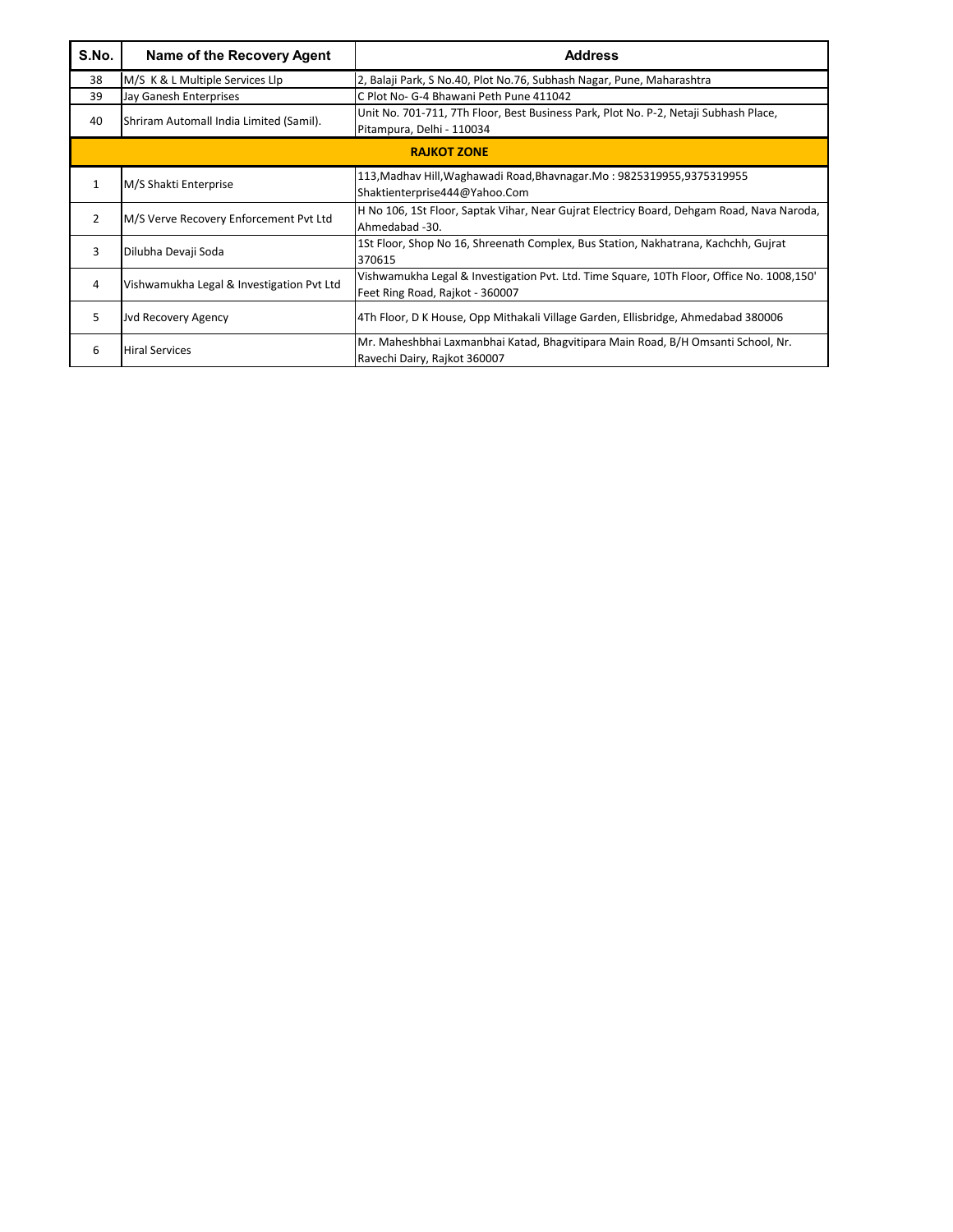| S.No. | Name of the Recovery Agent | Address |
|---|---|---|
| 38 | M/S K & L Multiple Services Llp | 2, Balaji Park, S No.40, Plot No.76, Subhash Nagar, Pune, Maharashtra |
| 39 | Jay Ganesh Enterprises | C Plot No- G-4 Bhawani Peth Pune 411042 |
| 40 | Shriram Automall India Limited (Samil). | Unit No. 701-711, 7Th Floor, Best Business Park, Plot No. P-2, Netaji Subhash Place, Pitampura, Delhi - 110034 |
| **RAJKOT ZONE** | | |
| 1 | M/S Shakti Enterprise | 113,Madhav Hill,Waghawadi Road,Bhavnagar.Mo : 9825319955,9375319955 Shaktienterprise444@Yahoo.Com |
| 2 | M/S Verve Recovery Enforcement Pvt Ltd | H No 106, 1St Floor, Saptak Vihar, Near Gujrat Electricy Board, Dehgam Road, Nava Naroda, Ahmedabad -30. |
| 3 | Dilubha Devaji Soda | 1St Floor, Shop No 16, Shreenath Complex, Bus Station, Nakhatrana, Kachchh, Gujrat 370615 |
| 4 | Vishwamukha Legal & Investigation Pvt Ltd | Vishwamukha Legal & Investigation Pvt. Ltd. Time Square, 10Th Floor, Office No. 1008,150' Feet Ring Road, Rajkot - 360007 |
| 5 | Jvd Recovery Agency | 4Th Floor, D K House, Opp Mithakali Village Garden, Ellisbridge, Ahmedabad 380006 |
| 6 | Hiral Services | Mr. Maheshbhai Laxmanbhai Katad, Bhagvitipara Main Road, B/H Omsanti School, Nr. Ravechi Dairy, Rajkot 360007 |